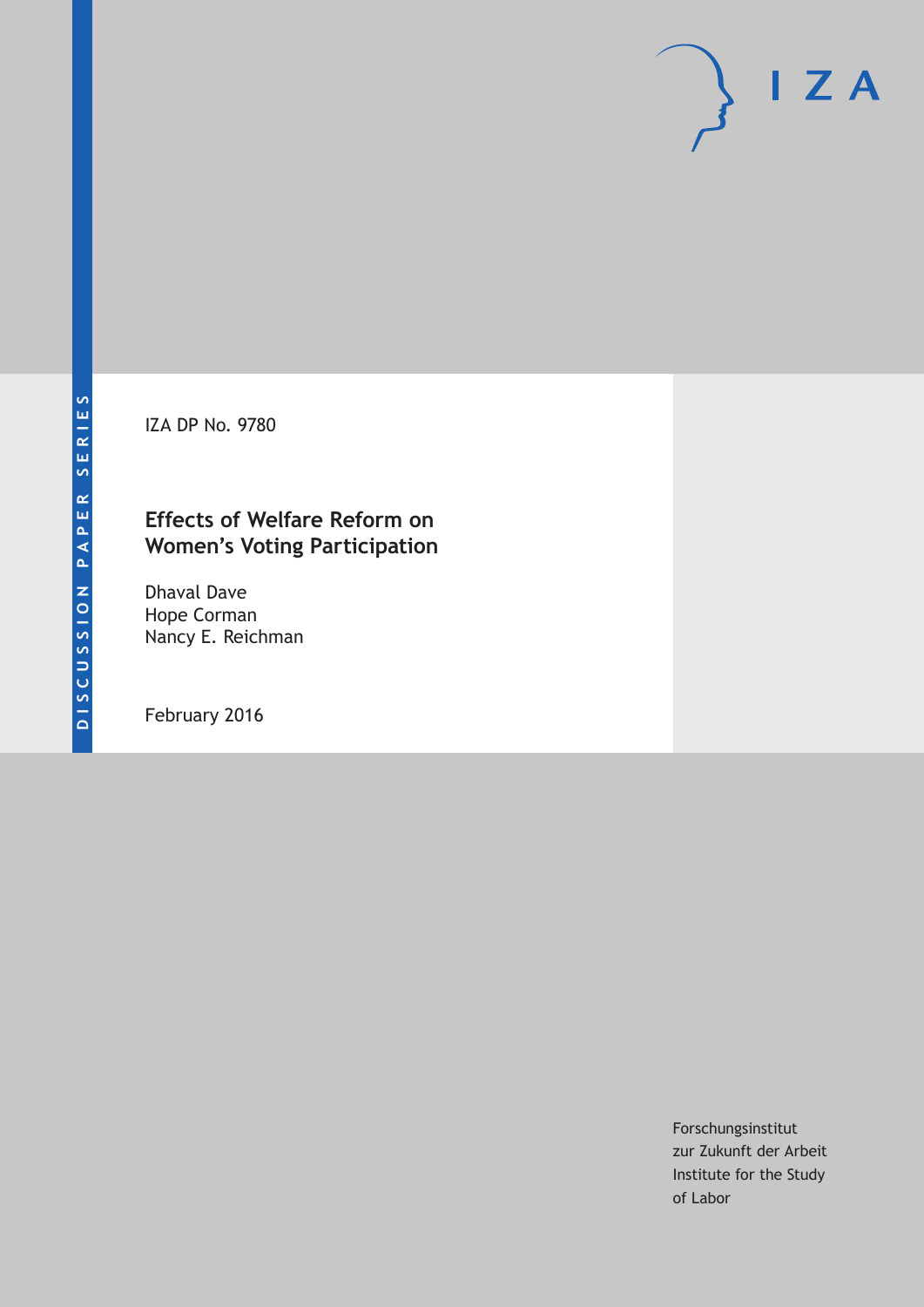DISCUSSION PAPER SERIES

IZA DP No. 9780

# Effects of Welfare Reform on Women's Voting Participation

Dhaval Dave
Hope Corman
Nancy E. Reichman

February 2016

Forschungsinstitut
zur Zukunft der Arbeit
Institute for the Study
of Labor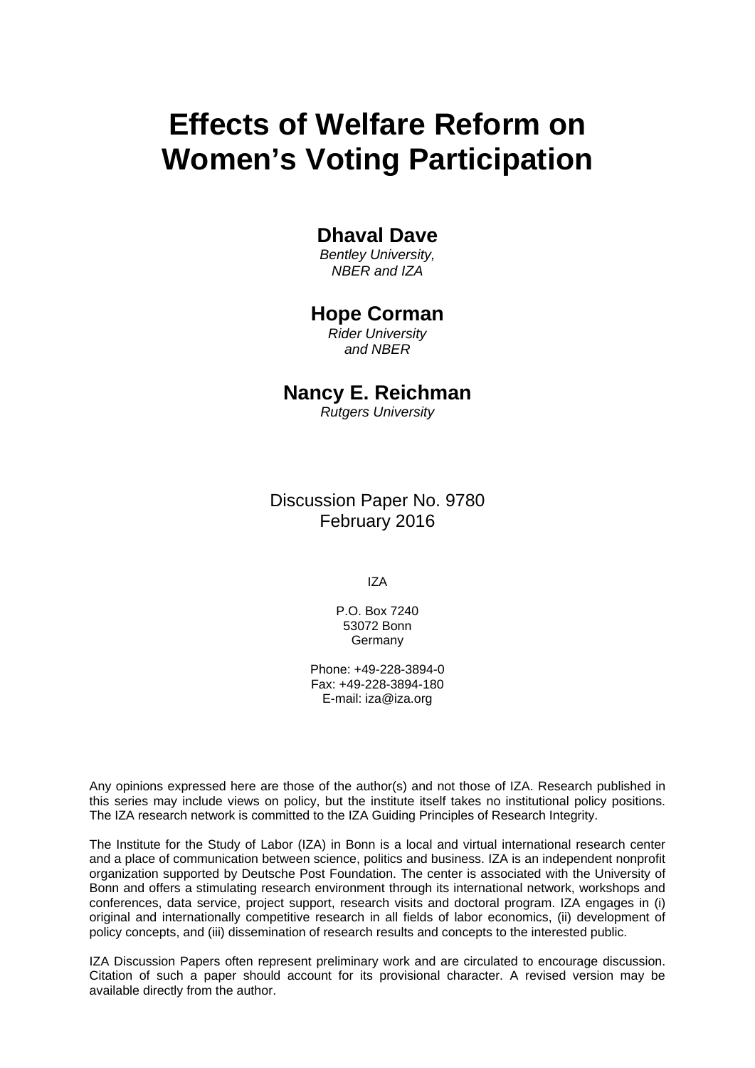# Effects of Welfare Reform on Women's Voting Participation

## Dhaval Dave

*Bentley University, NBER and IZA*

## Hope Corman

*Rider University and NBER*

## Nancy E. Reichman

*Rutgers University*

Discussion Paper No. 9780
February 2016

IZA

P.O. Box 7240
53072 Bonn
Germany

Phone: +49-228-3894-0
Fax: +49-228-3894-180
E-mail: iza@iza.org

Any opinions expressed here are those of the author(s) and not those of IZA. Research published in this series may include views on policy, but the institute itself takes no institutional policy positions. The IZA research network is committed to the IZA Guiding Principles of Research Integrity.

The Institute for the Study of Labor (IZA) in Bonn is a local and virtual international research center and a place of communication between science, politics and business. IZA is an independent nonprofit organization supported by Deutsche Post Foundation. The center is associated with the University of Bonn and offers a stimulating research environment through its international network, workshops and conferences, data service, project support, research visits and doctoral program. IZA engages in (i) original and internationally competitive research in all fields of labor economics, (ii) development of policy concepts, and (iii) dissemination of research results and concepts to the interested public.

IZA Discussion Papers often represent preliminary work and are circulated to encourage discussion. Citation of such a paper should account for its provisional character. A revised version may be available directly from the author.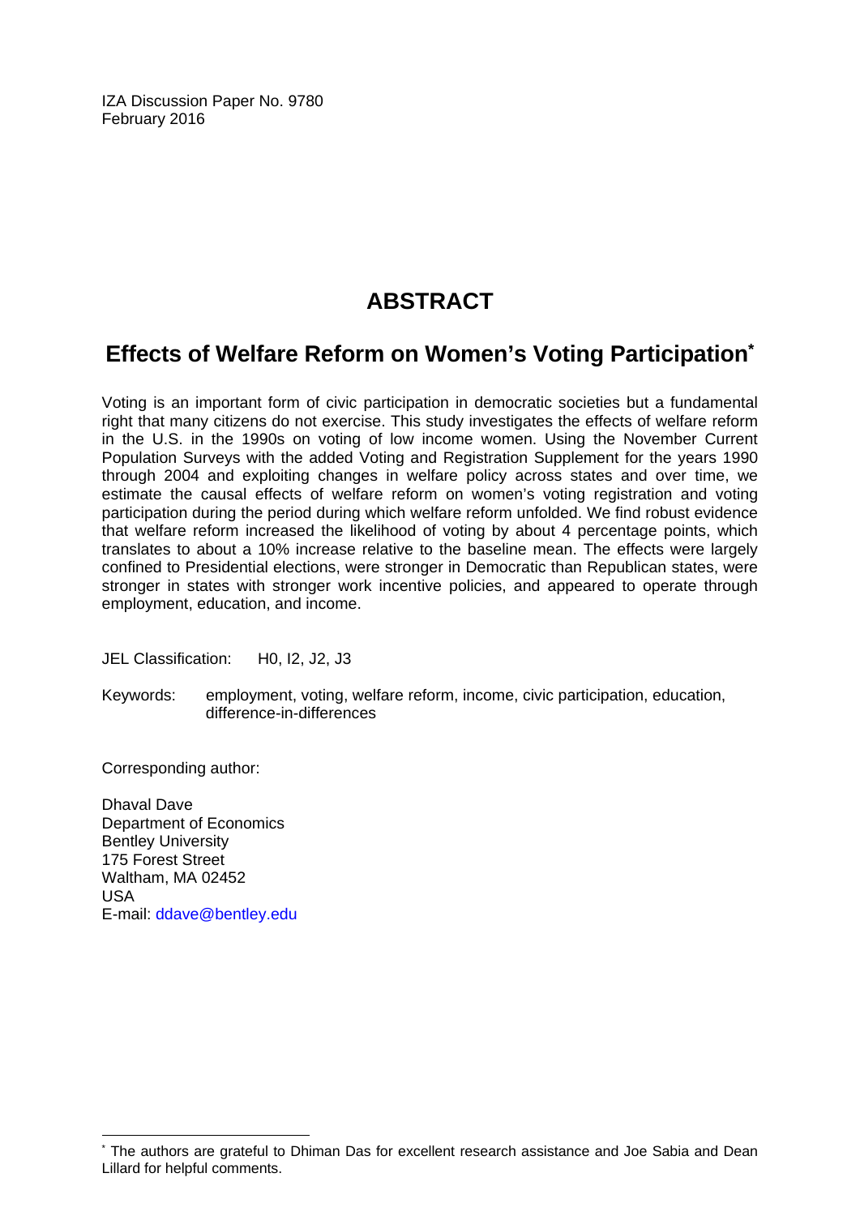IZA Discussion Paper No. 9780
February 2016

# ABSTRACT

## Effects of Welfare Reform on Women's Voting Participation*

Voting is an important form of civic participation in democratic societies but a fundamental right that many citizens do not exercise. This study investigates the effects of welfare reform in the U.S. in the 1990s on voting of low income women. Using the November Current Population Surveys with the added Voting and Registration Supplement for the years 1990 through 2004 and exploiting changes in welfare policy across states and over time, we estimate the causal effects of welfare reform on women's voting registration and voting participation during the period during which welfare reform unfolded. We find robust evidence that welfare reform increased the likelihood of voting by about 4 percentage points, which translates to about a 10% increase relative to the baseline mean. The effects were largely confined to Presidential elections, were stronger in Democratic than Republican states, were stronger in states with stronger work incentive policies, and appeared to operate through employment, education, and income.

JEL Classification: H0, I2, J2, J3

Keywords: employment, voting, welfare reform, income, civic participation, education, difference-in-differences

Corresponding author:

Dhaval Dave
Department of Economics
Bentley University
175 Forest Street
Waltham, MA 02452
USA
E-mail: ddave@bentley.edu

* The authors are grateful to Dhiman Das for excellent research assistance and Joe Sabia and Dean Lillard for helpful comments.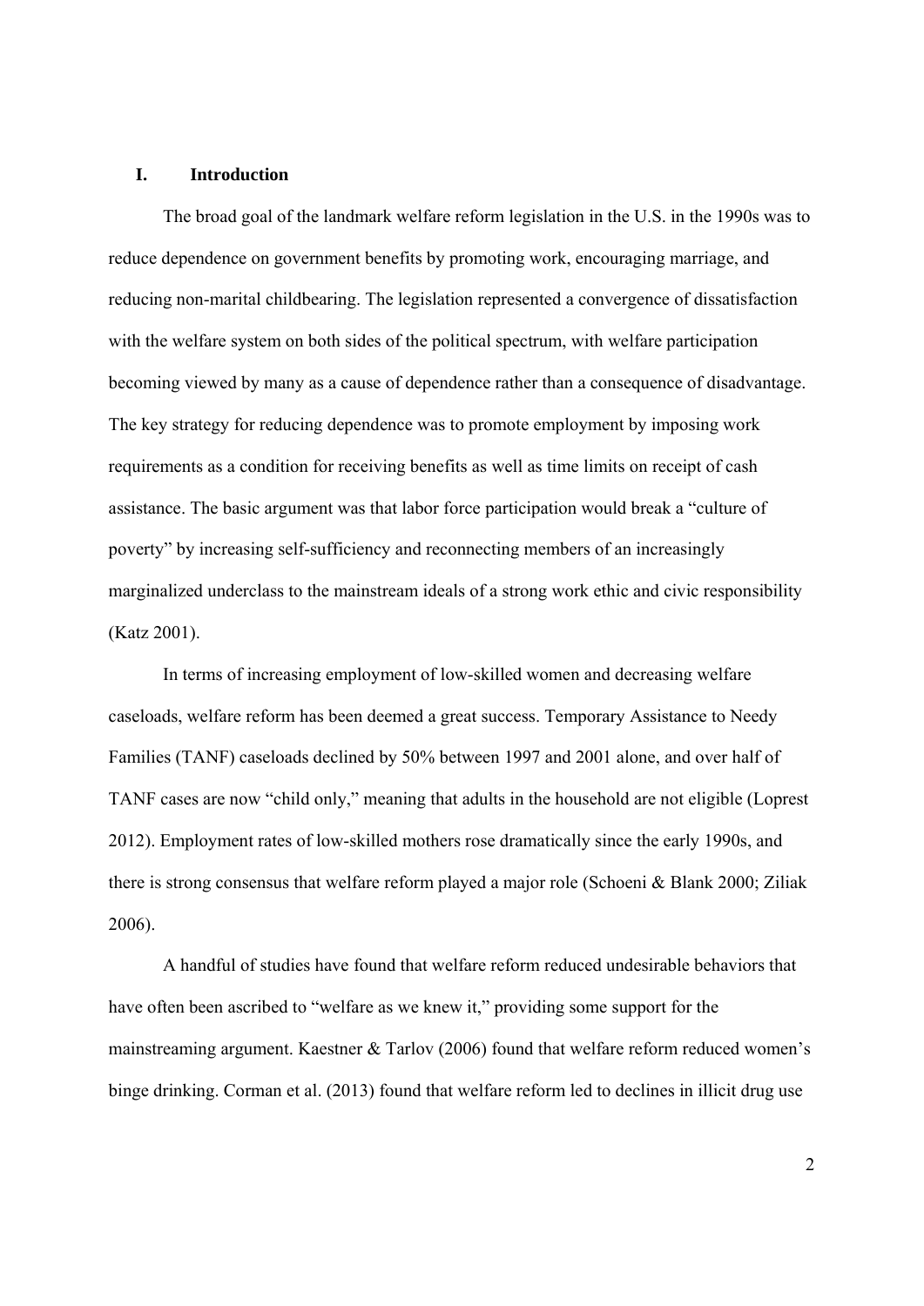## I. Introduction

The broad goal of the landmark welfare reform legislation in the U.S. in the 1990s was to reduce dependence on government benefits by promoting work, encouraging marriage, and reducing non-marital childbearing. The legislation represented a convergence of dissatisfaction with the welfare system on both sides of the political spectrum, with welfare participation becoming viewed by many as a cause of dependence rather than a consequence of disadvantage. The key strategy for reducing dependence was to promote employment by imposing work requirements as a condition for receiving benefits as well as time limits on receipt of cash assistance. The basic argument was that labor force participation would break a "culture of poverty" by increasing self-sufficiency and reconnecting members of an increasingly marginalized underclass to the mainstream ideals of a strong work ethic and civic responsibility (Katz 2001).

In terms of increasing employment of low-skilled women and decreasing welfare caseloads, welfare reform has been deemed a great success. Temporary Assistance to Needy Families (TANF) caseloads declined by 50% between 1997 and 2001 alone, and over half of TANF cases are now "child only," meaning that adults in the household are not eligible (Loprest 2012). Employment rates of low-skilled mothers rose dramatically since the early 1990s, and there is strong consensus that welfare reform played a major role (Schoeni & Blank 2000; Ziliak 2006).

A handful of studies have found that welfare reform reduced undesirable behaviors that have often been ascribed to "welfare as we knew it," providing some support for the mainstreaming argument. Kaestner & Tarlov (2006) found that welfare reform reduced women's binge drinking. Corman et al. (2013) found that welfare reform led to declines in illicit drug use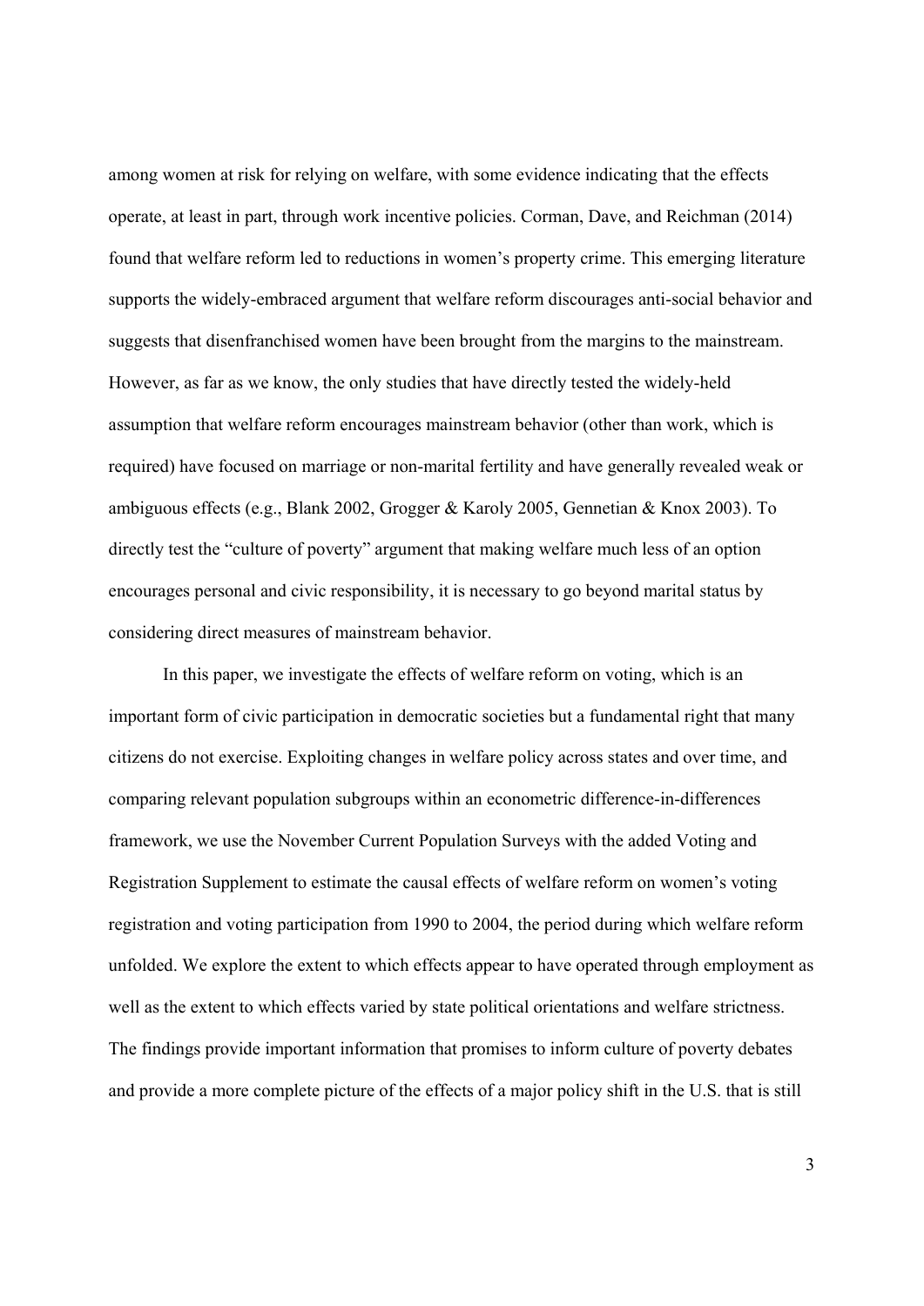among women at risk for relying on welfare, with some evidence indicating that the effects operate, at least in part, through work incentive policies. Corman, Dave, and Reichman (2014) found that welfare reform led to reductions in women's property crime. This emerging literature supports the widely-embraced argument that welfare reform discourages anti-social behavior and suggests that disenfranchised women have been brought from the margins to the mainstream. However, as far as we know, the only studies that have directly tested the widely-held assumption that welfare reform encourages mainstream behavior (other than work, which is required) have focused on marriage or non-marital fertility and have generally revealed weak or ambiguous effects (e.g., Blank 2002, Grogger & Karoly 2005, Gennetian & Knox 2003). To directly test the "culture of poverty" argument that making welfare much less of an option encourages personal and civic responsibility, it is necessary to go beyond marital status by considering direct measures of mainstream behavior.

In this paper, we investigate the effects of welfare reform on voting, which is an important form of civic participation in democratic societies but a fundamental right that many citizens do not exercise. Exploiting changes in welfare policy across states and over time, and comparing relevant population subgroups within an econometric difference-in-differences framework, we use the November Current Population Surveys with the added Voting and Registration Supplement to estimate the causal effects of welfare reform on women's voting registration and voting participation from 1990 to 2004, the period during which welfare reform unfolded. We explore the extent to which effects appear to have operated through employment as well as the extent to which effects varied by state political orientations and welfare strictness. The findings provide important information that promises to inform culture of poverty debates and provide a more complete picture of the effects of a major policy shift in the U.S. that is still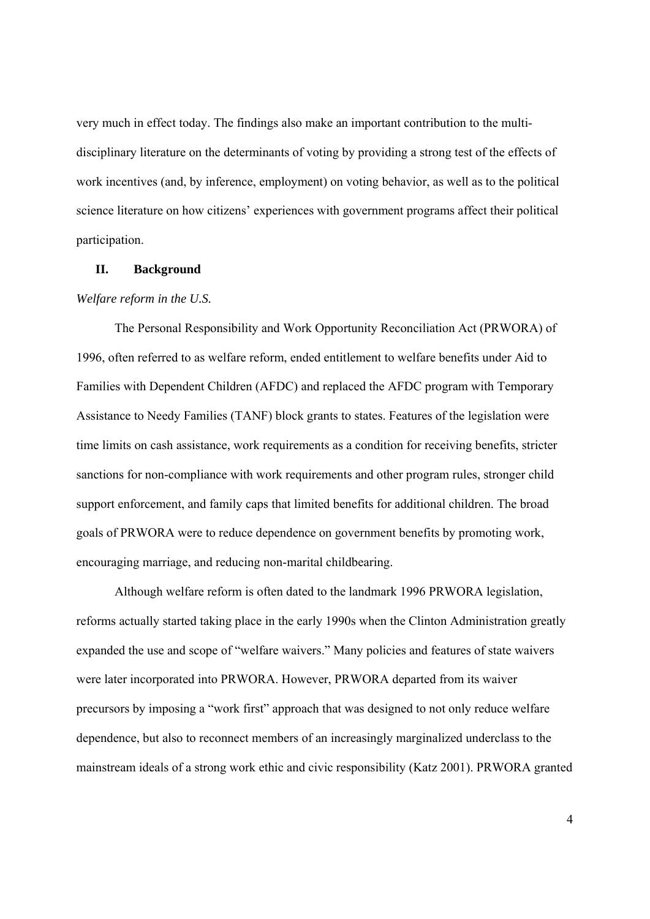very much in effect today. The findings also make an important contribution to the multi-disciplinary literature on the determinants of voting by providing a strong test of the effects of work incentives (and, by inference, employment) on voting behavior, as well as to the political science literature on how citizens' experiences with government programs affect their political participation.

## II. Background

*Welfare reform in the U.S.*

The Personal Responsibility and Work Opportunity Reconciliation Act (PRWORA) of 1996, often referred to as welfare reform, ended entitlement to welfare benefits under Aid to Families with Dependent Children (AFDC) and replaced the AFDC program with Temporary Assistance to Needy Families (TANF) block grants to states. Features of the legislation were time limits on cash assistance, work requirements as a condition for receiving benefits, stricter sanctions for non-compliance with work requirements and other program rules, stronger child support enforcement, and family caps that limited benefits for additional children. The broad goals of PRWORA were to reduce dependence on government benefits by promoting work, encouraging marriage, and reducing non-marital childbearing.

Although welfare reform is often dated to the landmark 1996 PRWORA legislation, reforms actually started taking place in the early 1990s when the Clinton Administration greatly expanded the use and scope of "welfare waivers." Many policies and features of state waivers were later incorporated into PRWORA. However, PRWORA departed from its waiver precursors by imposing a "work first" approach that was designed to not only reduce welfare dependence, but also to reconnect members of an increasingly marginalized underclass to the mainstream ideals of a strong work ethic and civic responsibility (Katz 2001). PRWORA granted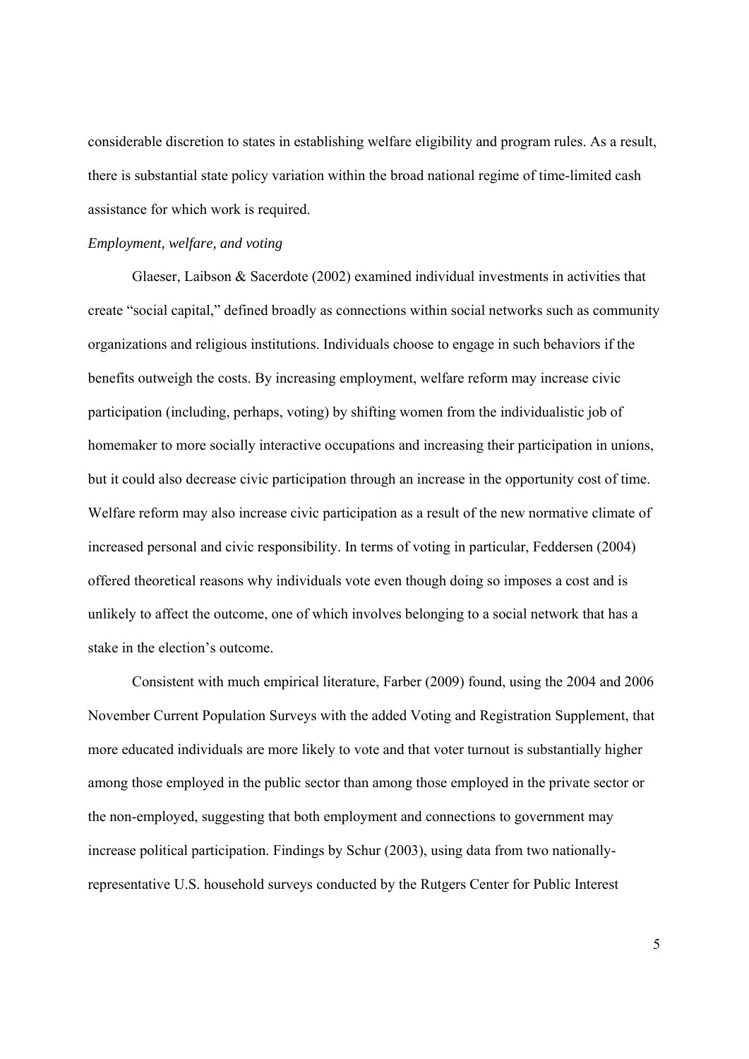considerable discretion to states in establishing welfare eligibility and program rules. As a result, there is substantial state policy variation within the broad national regime of time-limited cash assistance for which work is required.

*Employment, welfare, and voting*

Glaeser, Laibson & Sacerdote (2002) examined individual investments in activities that create "social capital," defined broadly as connections within social networks such as community organizations and religious institutions. Individuals choose to engage in such behaviors if the benefits outweigh the costs. By increasing employment, welfare reform may increase civic participation (including, perhaps, voting) by shifting women from the individualistic job of homemaker to more socially interactive occupations and increasing their participation in unions, but it could also decrease civic participation through an increase in the opportunity cost of time. Welfare reform may also increase civic participation as a result of the new normative climate of increased personal and civic responsibility. In terms of voting in particular, Feddersen (2004) offered theoretical reasons why individuals vote even though doing so imposes a cost and is unlikely to affect the outcome, one of which involves belonging to a social network that has a stake in the election's outcome.

Consistent with much empirical literature, Farber (2009) found, using the 2004 and 2006 November Current Population Surveys with the added Voting and Registration Supplement, that more educated individuals are more likely to vote and that voter turnout is substantially higher among those employed in the public sector than among those employed in the private sector or the non-employed, suggesting that both employment and connections to government may increase political participation. Findings by Schur (2003), using data from two nationally-representative U.S. household surveys conducted by the Rutgers Center for Public Interest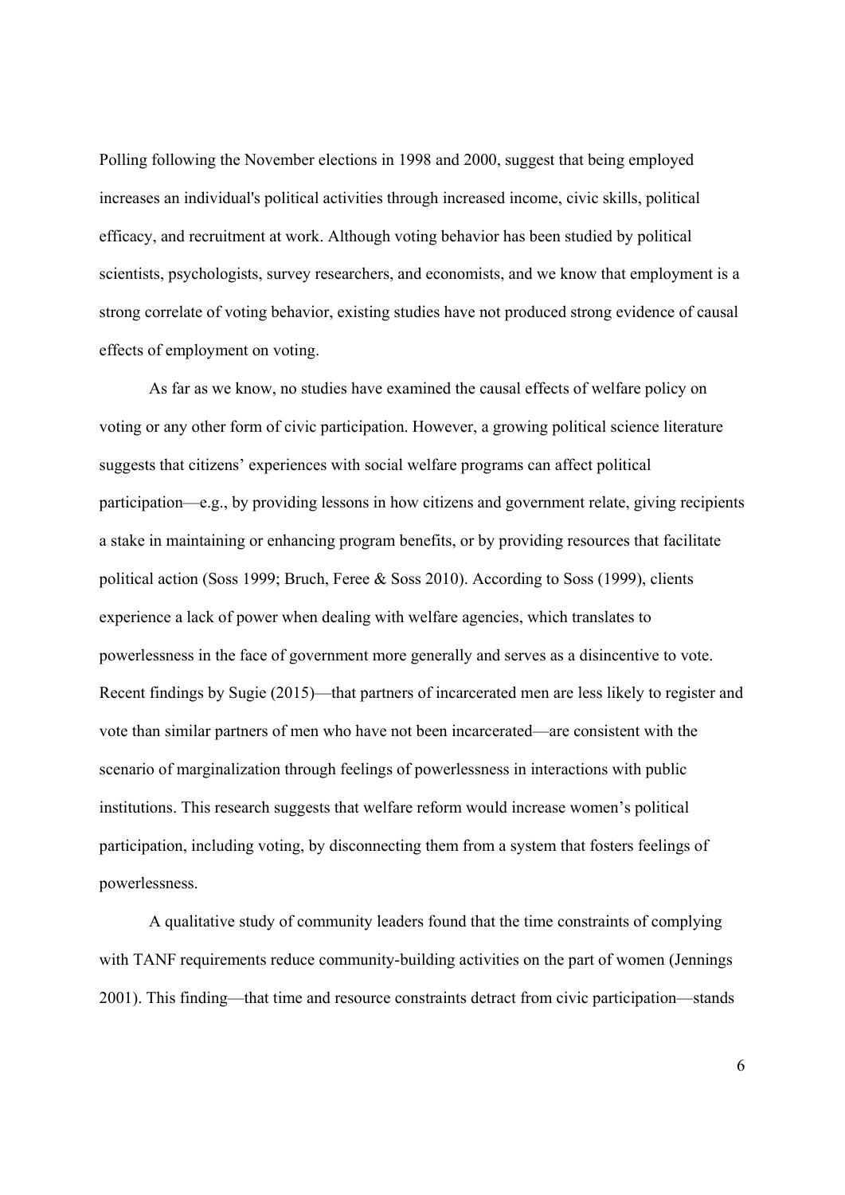Polling following the November elections in 1998 and 2000, suggest that being employed increases an individual's political activities through increased income, civic skills, political efficacy, and recruitment at work. Although voting behavior has been studied by political scientists, psychologists, survey researchers, and economists, and we know that employment is a strong correlate of voting behavior, existing studies have not produced strong evidence of causal effects of employment on voting.

As far as we know, no studies have examined the causal effects of welfare policy on voting or any other form of civic participation. However, a growing political science literature suggests that citizens' experiences with social welfare programs can affect political participation—e.g., by providing lessons in how citizens and government relate, giving recipients a stake in maintaining or enhancing program benefits, or by providing resources that facilitate political action (Soss 1999; Bruch, Feree & Soss 2010). According to Soss (1999), clients experience a lack of power when dealing with welfare agencies, which translates to powerlessness in the face of government more generally and serves as a disincentive to vote. Recent findings by Sugie (2015)—that partners of incarcerated men are less likely to register and vote than similar partners of men who have not been incarcerated—are consistent with the scenario of marginalization through feelings of powerlessness in interactions with public institutions. This research suggests that welfare reform would increase women's political participation, including voting, by disconnecting them from a system that fosters feelings of powerlessness.

A qualitative study of community leaders found that the time constraints of complying with TANF requirements reduce community-building activities on the part of women (Jennings 2001). This finding—that time and resource constraints detract from civic participation—stands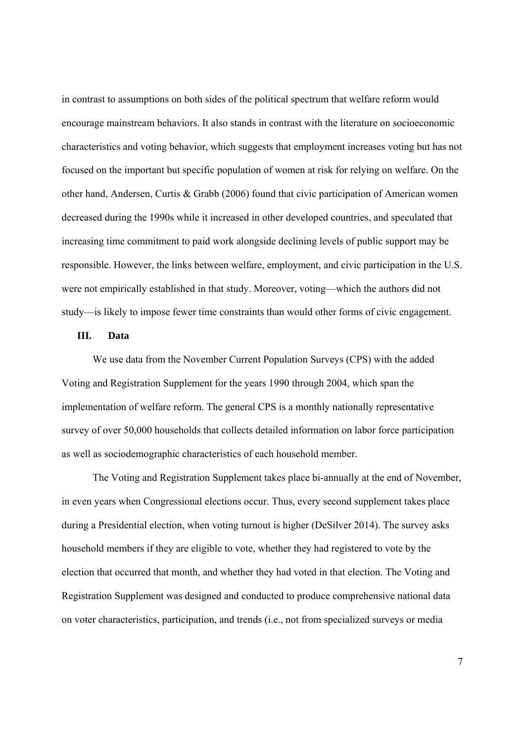in contrast to assumptions on both sides of the political spectrum that welfare reform would encourage mainstream behaviors. It also stands in contrast with the literature on socioeconomic characteristics and voting behavior, which suggests that employment increases voting but has not focused on the important but specific population of women at risk for relying on welfare. On the other hand, Andersen, Curtis & Grabb (2006) found that civic participation of American women decreased during the 1990s while it increased in other developed countries, and speculated that increasing time commitment to paid work alongside declining levels of public support may be responsible. However, the links between welfare, employment, and civic participation in the U.S. were not empirically established in that study. Moreover, voting—which the authors did not study—is likely to impose fewer time constraints than would other forms of civic engagement.

## III. Data

We use data from the November Current Population Surveys (CPS) with the added Voting and Registration Supplement for the years 1990 through 2004, which span the implementation of welfare reform. The general CPS is a monthly nationally representative survey of over 50,000 households that collects detailed information on labor force participation as well as sociodemographic characteristics of each household member.

The Voting and Registration Supplement takes place bi-annually at the end of November, in even years when Congressional elections occur. Thus, every second supplement takes place during a Presidential election, when voting turnout is higher (DeSilver 2014). The survey asks household members if they are eligible to vote, whether they had registered to vote by the election that occurred that month, and whether they had voted in that election. The Voting and Registration Supplement was designed and conducted to produce comprehensive national data on voter characteristics, participation, and trends (i.e., not from specialized surveys or media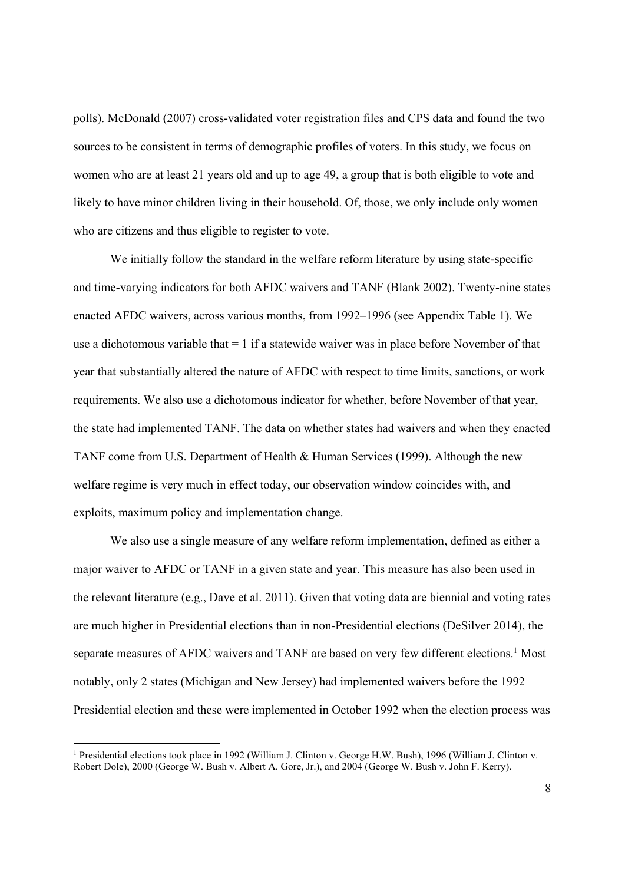polls). McDonald (2007) cross-validated voter registration files and CPS data and found the two sources to be consistent in terms of demographic profiles of voters. In this study, we focus on women who are at least 21 years old and up to age 49, a group that is both eligible to vote and likely to have minor children living in their household. Of, those, we only include only women who are citizens and thus eligible to register to vote.

We initially follow the standard in the welfare reform literature by using state-specific and time-varying indicators for both AFDC waivers and TANF (Blank 2002). Twenty-nine states enacted AFDC waivers, across various months, from 1992–1996 (see Appendix Table 1). We use a dichotomous variable that = 1 if a statewide waiver was in place before November of that year that substantially altered the nature of AFDC with respect to time limits, sanctions, or work requirements. We also use a dichotomous indicator for whether, before November of that year, the state had implemented TANF. The data on whether states had waivers and when they enacted TANF come from U.S. Department of Health & Human Services (1999). Although the new welfare regime is very much in effect today, our observation window coincides with, and exploits, maximum policy and implementation change.

We also use a single measure of any welfare reform implementation, defined as either a major waiver to AFDC or TANF in a given state and year. This measure has also been used in the relevant literature (e.g., Dave et al. 2011). Given that voting data are biennial and voting rates are much higher in Presidential elections than in non-Presidential elections (DeSilver 2014), the separate measures of AFDC waivers and TANF are based on very few different elections.[1] Most notably, only 2 states (Michigan and New Jersey) had implemented waivers before the 1992 Presidential election and these were implemented in October 1992 when the election process was

[1] Presidential elections took place in 1992 (William J. Clinton v. George H.W. Bush), 1996 (William J. Clinton v. Robert Dole), 2000 (George W. Bush v. Albert A. Gore, Jr.), and 2004 (George W. Bush v. John F. Kerry).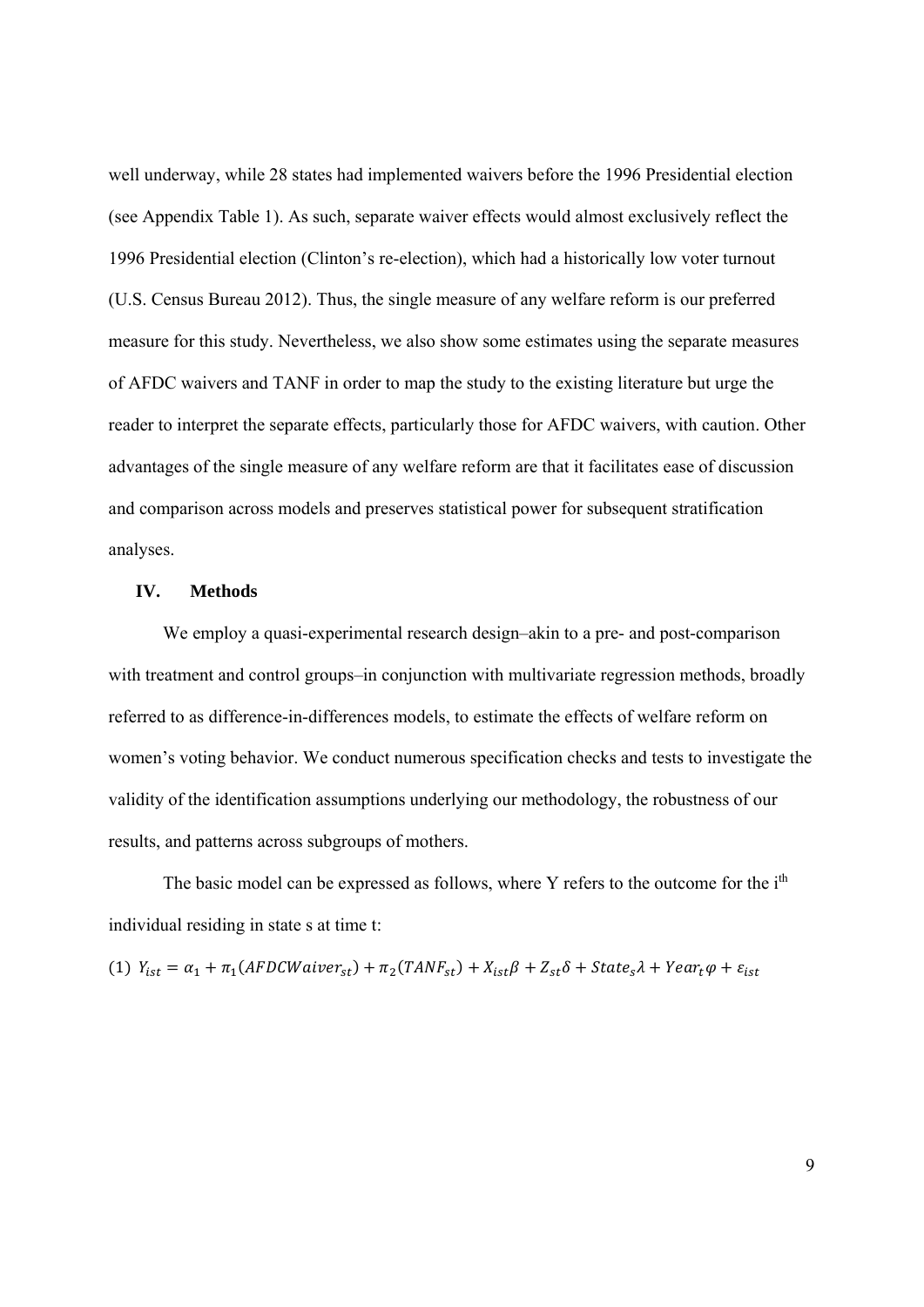well underway, while 28 states had implemented waivers before the 1996 Presidential election (see Appendix Table 1). As such, separate waiver effects would almost exclusively reflect the 1996 Presidential election (Clinton's re-election), which had a historically low voter turnout (U.S. Census Bureau 2012). Thus, the single measure of any welfare reform is our preferred measure for this study. Nevertheless, we also show some estimates using the separate measures of AFDC waivers and TANF in order to map the study to the existing literature but urge the reader to interpret the separate effects, particularly those for AFDC waivers, with caution. Other advantages of the single measure of any welfare reform are that it facilitates ease of discussion and comparison across models and preserves statistical power for subsequent stratification analyses.

## IV. Methods

We employ a quasi-experimental research design–akin to a pre- and post-comparison with treatment and control groups–in conjunction with multivariate regression methods, broadly referred to as difference-in-differences models, to estimate the effects of welfare reform on women's voting behavior. We conduct numerous specification checks and tests to investigate the validity of the identification assumptions underlying our methodology, the robustness of our results, and patterns across subgroups of mothers.

The basic model can be expressed as follows, where Y refers to the outcome for the $i^{th}$ individual residing in state s at time t:

$$(1)\ Y_{ist} = \alpha_1 + \pi_1(AFDCWaiver_{st}) + \pi_2(TANF_{st}) + X_{ist}\beta + Z_{st}\delta + State_s\lambda + Year_t\varphi + \varepsilon_{ist}$$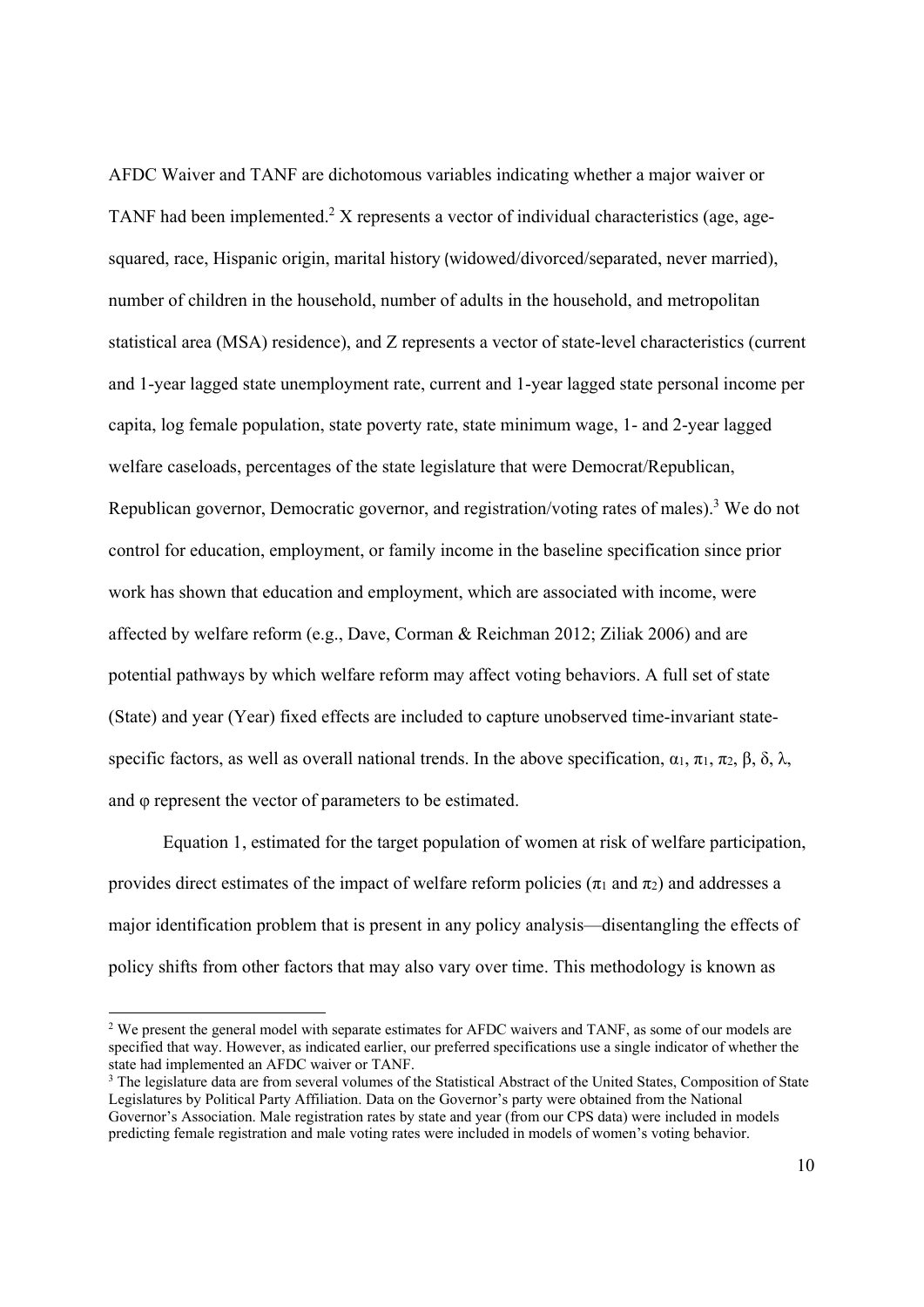AFDC Waiver and TANF are dichotomous variables indicating whether a major waiver or TANF had been implemented.[2] X represents a vector of individual characteristics (age, age-squared, race, Hispanic origin, marital history (widowed/divorced/separated, never married), number of children in the household, number of adults in the household, and metropolitan statistical area (MSA) residence), and Z represents a vector of state-level characteristics (current and 1-year lagged state unemployment rate, current and 1-year lagged state personal income per capita, log female population, state poverty rate, state minimum wage, 1- and 2-year lagged welfare caseloads, percentages of the state legislature that were Democrat/Republican, Republican governor, Democratic governor, and registration/voting rates of males).[3] We do not control for education, employment, or family income in the baseline specification since prior work has shown that education and employment, which are associated with income, were affected by welfare reform (e.g., Dave, Corman & Reichman 2012; Ziliak 2006) and are potential pathways by which welfare reform may affect voting behaviors. A full set of state (State) and year (Year) fixed effects are included to capture unobserved time-invariant state-specific factors, as well as overall national trends. In the above specification, $\alpha_1$, $\pi_1$, $\pi_2$, $\beta$, $\delta$, $\lambda$, and $\varphi$ represent the vector of parameters to be estimated.

Equation 1, estimated for the target population of women at risk of welfare participation, provides direct estimates of the impact of welfare reform policies ($\pi_1$ and $\pi_2$) and addresses a major identification problem that is present in any policy analysis—disentangling the effects of policy shifts from other factors that may also vary over time. This methodology is known as

[2] We present the general model with separate estimates for AFDC waivers and TANF, as some of our models are specified that way. However, as indicated earlier, our preferred specifications use a single indicator of whether the state had implemented an AFDC waiver or TANF.

[3] The legislature data are from several volumes of the Statistical Abstract of the United States, Composition of State Legislatures by Political Party Affiliation. Data on the Governor's party were obtained from the National Governor's Association. Male registration rates by state and year (from our CPS data) were included in models predicting female registration and male voting rates were included in models of women's voting behavior.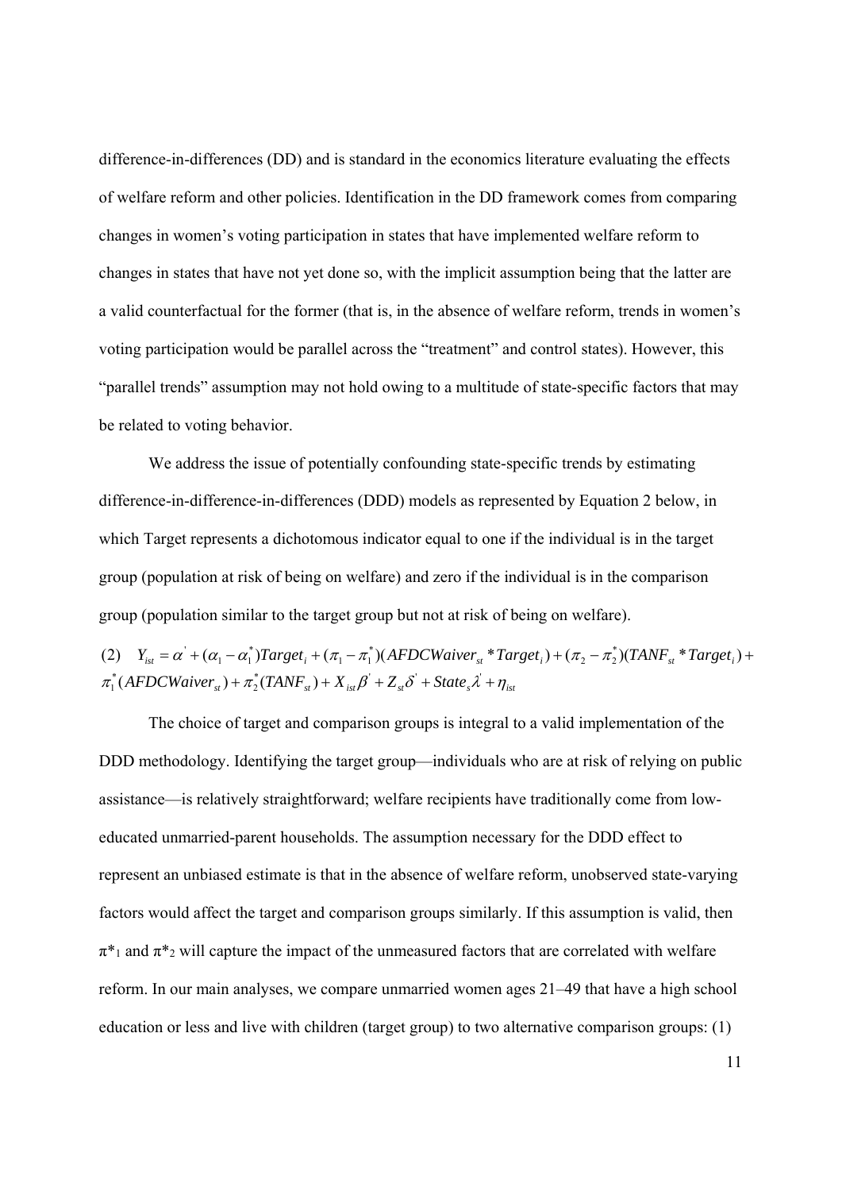difference-in-differences (DD) and is standard in the economics literature evaluating the effects of welfare reform and other policies. Identification in the DD framework comes from comparing changes in women's voting participation in states that have implemented welfare reform to changes in states that have not yet done so, with the implicit assumption being that the latter are a valid counterfactual for the former (that is, in the absence of welfare reform, trends in women's voting participation would be parallel across the "treatment" and control states). However, this "parallel trends" assumption may not hold owing to a multitude of state-specific factors that may be related to voting behavior.

We address the issue of potentially confounding state-specific trends by estimating difference-in-difference-in-differences (DDD) models as represented by Equation 2 below, in which Target represents a dichotomous indicator equal to one if the individual is in the target group (population at risk of being on welfare) and zero if the individual is in the comparison group (population similar to the target group but not at risk of being on welfare).

$$(2) \quad Y_{ist} = \alpha' + (\alpha_1 - \alpha_1^*)Target_i + (\pi_1 - \pi_1^*)(AFDCWaiver_{st} * Target_i) + (\pi_2 - \pi_2^*)(TANF_{st} * Target_i) + \pi_1^*(AFDCWaiver_{st}) + \pi_2^*(TANF_{st}) + X_{ist}\beta' + Z_{st}\delta' + State_s\lambda' + \eta_{ist}$$

The choice of target and comparison groups is integral to a valid implementation of the DDD methodology. Identifying the target group—individuals who are at risk of relying on public assistance—is relatively straightforward; welfare recipients have traditionally come from low-educated unmarried-parent households. The assumption necessary for the DDD effect to represent an unbiased estimate is that in the absence of welfare reform, unobserved state-varying factors would affect the target and comparison groups similarly. If this assumption is valid, then $\pi^*_1$ and $\pi^*_2$ will capture the impact of the unmeasured factors that are correlated with welfare reform. In our main analyses, we compare unmarried women ages 21–49 that have a high school education or less and live with children (target group) to two alternative comparison groups: (1)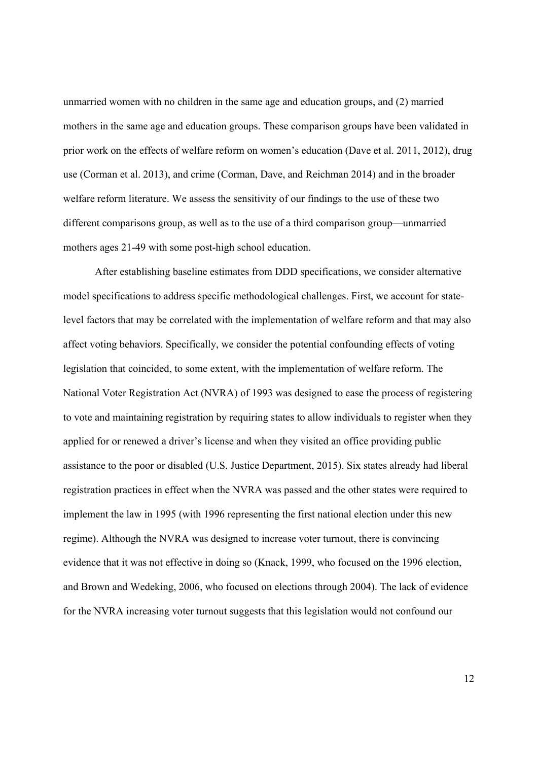unmarried women with no children in the same age and education groups, and (2) married mothers in the same age and education groups. These comparison groups have been validated in prior work on the effects of welfare reform on women's education (Dave et al. 2011, 2012), drug use (Corman et al. 2013), and crime (Corman, Dave, and Reichman 2014) and in the broader welfare reform literature. We assess the sensitivity of our findings to the use of these two different comparisons group, as well as to the use of a third comparison group—unmarried mothers ages 21-49 with some post-high school education.

After establishing baseline estimates from DDD specifications, we consider alternative model specifications to address specific methodological challenges. First, we account for state-level factors that may be correlated with the implementation of welfare reform and that may also affect voting behaviors. Specifically, we consider the potential confounding effects of voting legislation that coincided, to some extent, with the implementation of welfare reform. The National Voter Registration Act (NVRA) of 1993 was designed to ease the process of registering to vote and maintaining registration by requiring states to allow individuals to register when they applied for or renewed a driver's license and when they visited an office providing public assistance to the poor or disabled (U.S. Justice Department, 2015). Six states already had liberal registration practices in effect when the NVRA was passed and the other states were required to implement the law in 1995 (with 1996 representing the first national election under this new regime). Although the NVRA was designed to increase voter turnout, there is convincing evidence that it was not effective in doing so (Knack, 1999, who focused on the 1996 election, and Brown and Wedeking, 2006, who focused on elections through 2004). The lack of evidence for the NVRA increasing voter turnout suggests that this legislation would not confound our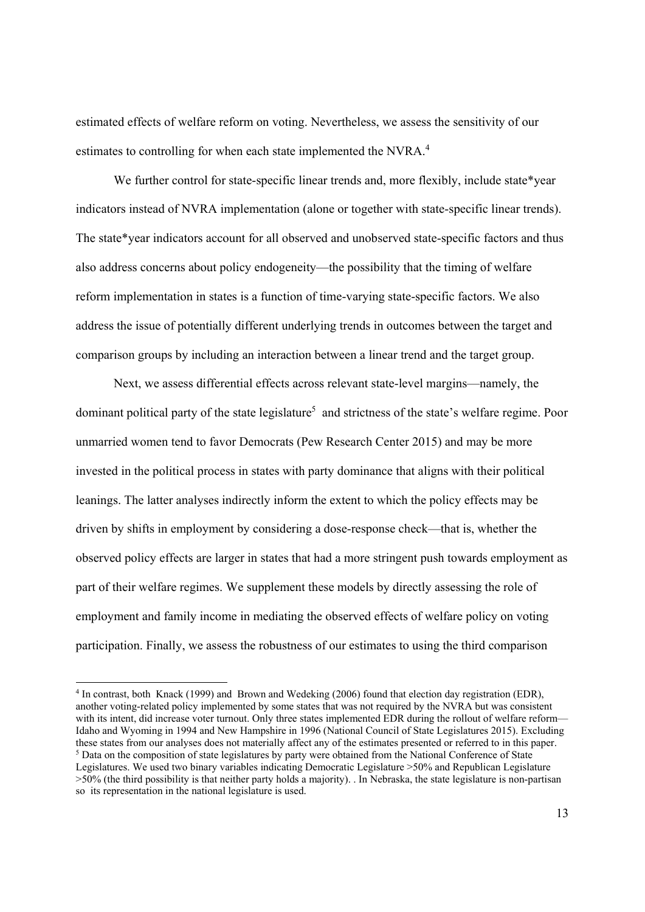estimated effects of welfare reform on voting. Nevertheless, we assess the sensitivity of our estimates to controlling for when each state implemented the NVRA.[4]

We further control for state-specific linear trends and, more flexibly, include state*year indicators instead of NVRA implementation (alone or together with state-specific linear trends). The state*year indicators account for all observed and unobserved state-specific factors and thus also address concerns about policy endogeneity—the possibility that the timing of welfare reform implementation in states is a function of time-varying state-specific factors. We also address the issue of potentially different underlying trends in outcomes between the target and comparison groups by including an interaction between a linear trend and the target group.

Next, we assess differential effects across relevant state-level margins—namely, the dominant political party of the state legislature[5] and strictness of the state's welfare regime. Poor unmarried women tend to favor Democrats (Pew Research Center 2015) and may be more invested in the political process in states with party dominance that aligns with their political leanings. The latter analyses indirectly inform the extent to which the policy effects may be driven by shifts in employment by considering a dose-response check—that is, whether the observed policy effects are larger in states that had a more stringent push towards employment as part of their welfare regimes. We supplement these models by directly assessing the role of employment and family income in mediating the observed effects of welfare policy on voting participation. Finally, we assess the robustness of our estimates to using the third comparison

---

[4] In contrast, both Knack (1999) and Brown and Wedeking (2006) found that election day registration (EDR), another voting-related policy implemented by some states that was not required by the NVRA but was consistent with its intent, did increase voter turnout. Only three states implemented EDR during the rollout of welfare reform—Idaho and Wyoming in 1994 and New Hampshire in 1996 (National Council of State Legislatures 2015). Excluding these states from our analyses does not materially affect any of the estimates presented or referred to in this paper.

[5] Data on the composition of state legislatures by party were obtained from the National Conference of State Legislatures. We used two binary variables indicating Democratic Legislature >50% and Republican Legislature >50% (the third possibility is that neither party holds a majority). . In Nebraska, the state legislature is non-partisan so its representation in the national legislature is used.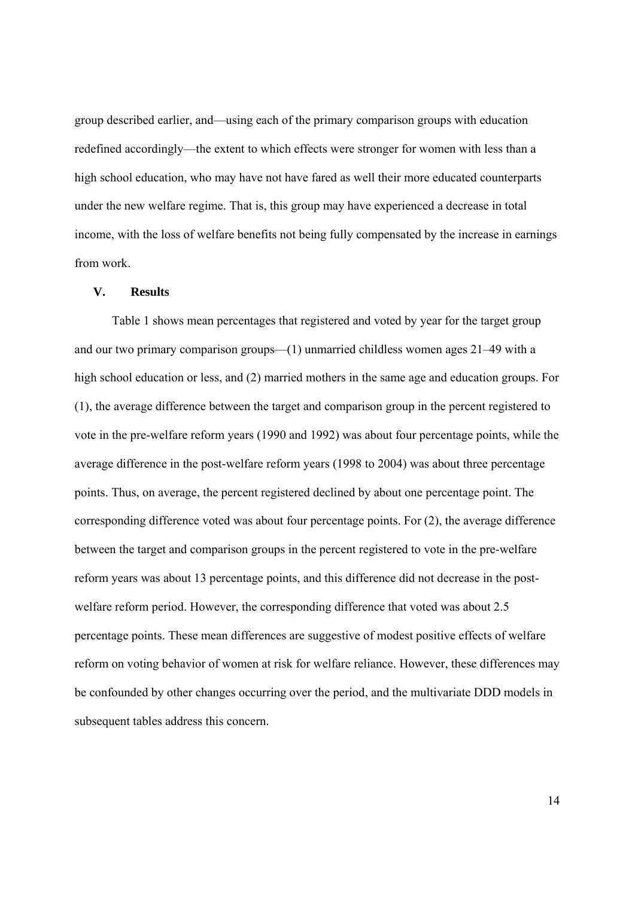group described earlier, and—using each of the primary comparison groups with education redefined accordingly—the extent to which effects were stronger for women with less than a high school education, who may have not have fared as well their more educated counterparts under the new welfare regime. That is, this group may have experienced a decrease in total income, with the loss of welfare benefits not being fully compensated by the increase in earnings from work.

## V. Results

Table 1 shows mean percentages that registered and voted by year for the target group and our two primary comparison groups—(1) unmarried childless women ages 21–49 with a high school education or less, and (2) married mothers in the same age and education groups. For (1), the average difference between the target and comparison group in the percent registered to vote in the pre-welfare reform years (1990 and 1992) was about four percentage points, while the average difference in the post-welfare reform years (1998 to 2004) was about three percentage points. Thus, on average, the percent registered declined by about one percentage point. The corresponding difference voted was about four percentage points. For (2), the average difference between the target and comparison groups in the percent registered to vote in the pre-welfare reform years was about 13 percentage points, and this difference did not decrease in the post-welfare reform period. However, the corresponding difference that voted was about 2.5 percentage points. These mean differences are suggestive of modest positive effects of welfare reform on voting behavior of women at risk for welfare reliance. However, these differences may be confounded by other changes occurring over the period, and the multivariate DDD models in subsequent tables address this concern.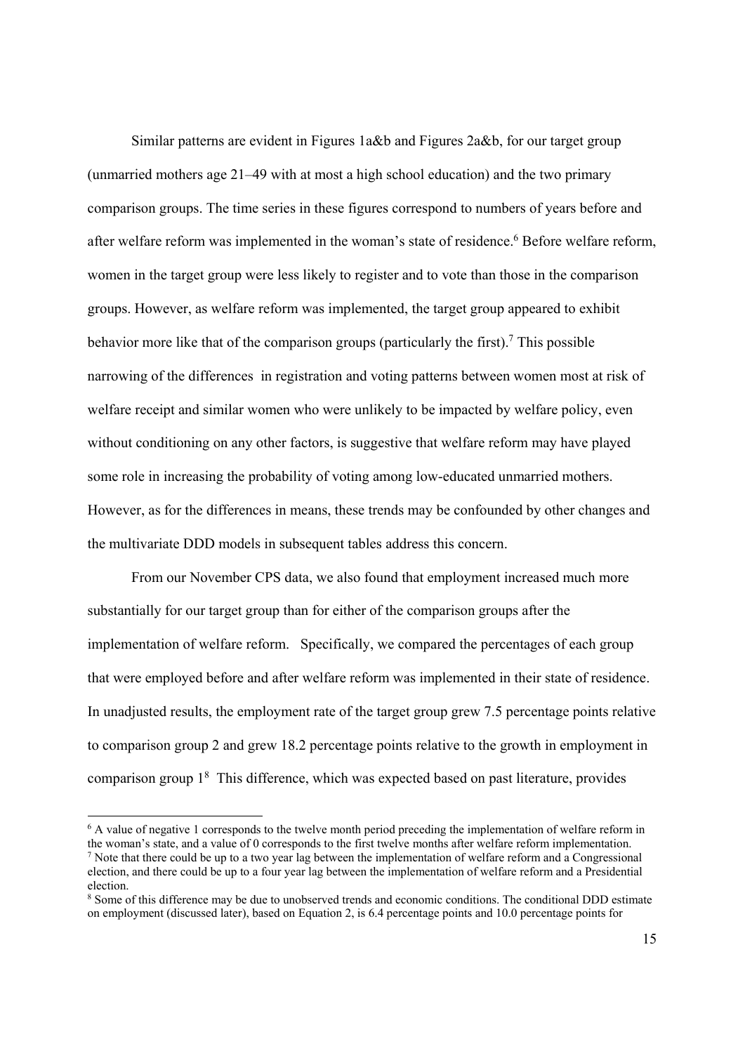Similar patterns are evident in Figures 1a&b and Figures 2a&b, for our target group (unmarried mothers age 21–49 with at most a high school education) and the two primary comparison groups. The time series in these figures correspond to numbers of years before and after welfare reform was implemented in the woman's state of residence.[6] Before welfare reform, women in the target group were less likely to register and to vote than those in the comparison groups. However, as welfare reform was implemented, the target group appeared to exhibit behavior more like that of the comparison groups (particularly the first).[7] This possible narrowing of the differences in registration and voting patterns between women most at risk of welfare receipt and similar women who were unlikely to be impacted by welfare policy, even without conditioning on any other factors, is suggestive that welfare reform may have played some role in increasing the probability of voting among low-educated unmarried mothers. However, as for the differences in means, these trends may be confounded by other changes and the multivariate DDD models in subsequent tables address this concern.

From our November CPS data, we also found that employment increased much more substantially for our target group than for either of the comparison groups after the implementation of welfare reform. Specifically, we compared the percentages of each group that were employed before and after welfare reform was implemented in their state of residence. In unadjusted results, the employment rate of the target group grew 7.5 percentage points relative to comparison group 2 and grew 18.2 percentage points relative to the growth in employment in comparison group 1[8] This difference, which was expected based on past literature, provides

[6] A value of negative 1 corresponds to the twelve month period preceding the implementation of welfare reform in the woman's state, and a value of 0 corresponds to the first twelve months after welfare reform implementation.

[7] Note that there could be up to a two year lag between the implementation of welfare reform and a Congressional election, and there could be up to a four year lag between the implementation of welfare reform and a Presidential election.

[8] Some of this difference may be due to unobserved trends and economic conditions. The conditional DDD estimate on employment (discussed later), based on Equation 2, is 6.4 percentage points and 10.0 percentage points for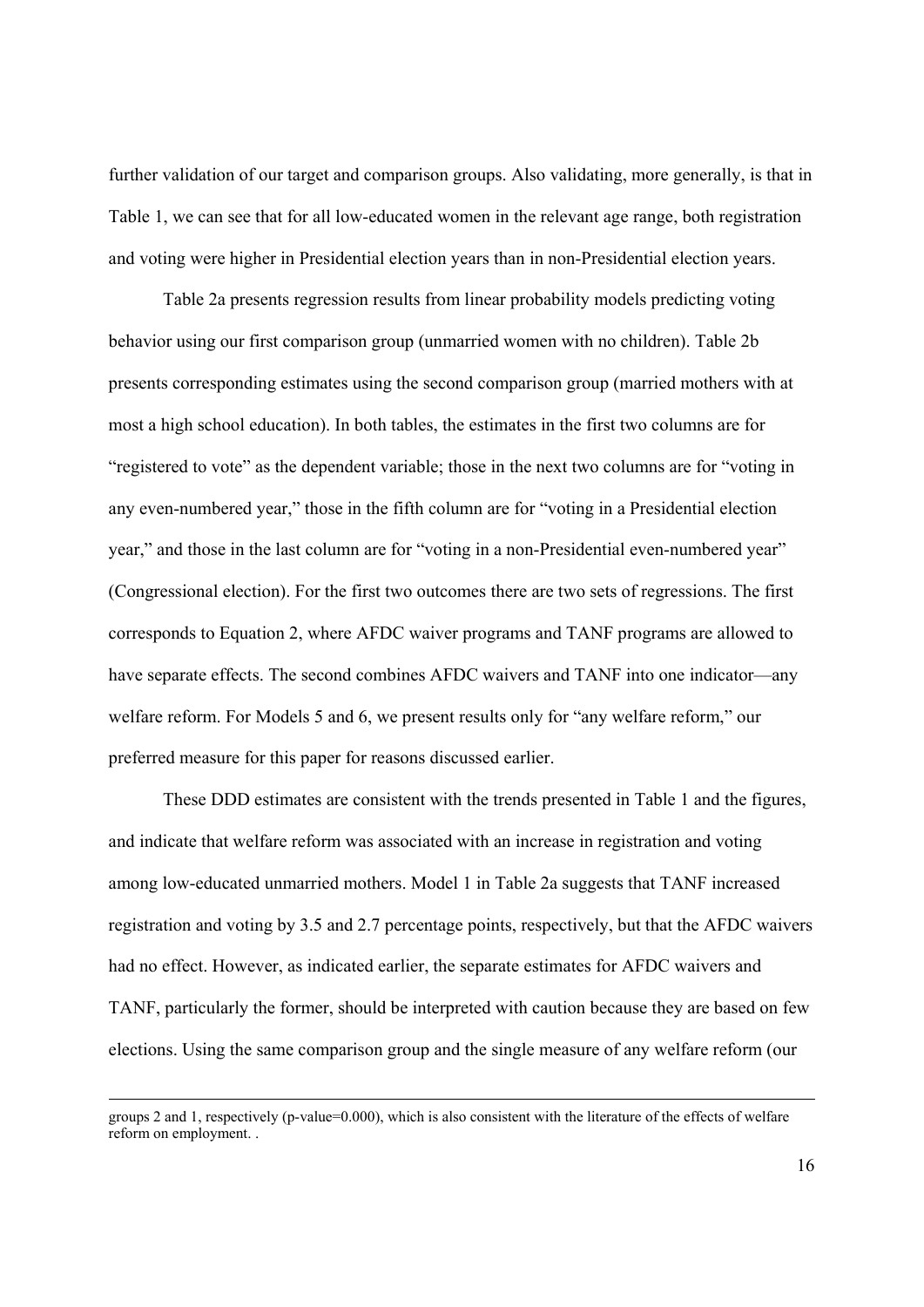further validation of our target and comparison groups. Also validating, more generally, is that in Table 1, we can see that for all low-educated women in the relevant age range, both registration and voting were higher in Presidential election years than in non-Presidential election years.

Table 2a presents regression results from linear probability models predicting voting behavior using our first comparison group (unmarried women with no children). Table 2b presents corresponding estimates using the second comparison group (married mothers with at most a high school education). In both tables, the estimates in the first two columns are for "registered to vote" as the dependent variable; those in the next two columns are for "voting in any even-numbered year," those in the fifth column are for "voting in a Presidential election year," and those in the last column are for "voting in a non-Presidential even-numbered year" (Congressional election). For the first two outcomes there are two sets of regressions. The first corresponds to Equation 2, where AFDC waiver programs and TANF programs are allowed to have separate effects. The second combines AFDC waivers and TANF into one indicator—any welfare reform. For Models 5 and 6, we present results only for "any welfare reform," our preferred measure for this paper for reasons discussed earlier.

These DDD estimates are consistent with the trends presented in Table 1 and the figures, and indicate that welfare reform was associated with an increase in registration and voting among low-educated unmarried mothers. Model 1 in Table 2a suggests that TANF increased registration and voting by 3.5 and 2.7 percentage points, respectively, but that the AFDC waivers had no effect. However, as indicated earlier, the separate estimates for AFDC waivers and TANF, particularly the former, should be interpreted with caution because they are based on few elections. Using the same comparison group and the single measure of any welfare reform (our

groups 2 and 1, respectively (p-value=0.000), which is also consistent with the literature of the effects of welfare reform on employment. .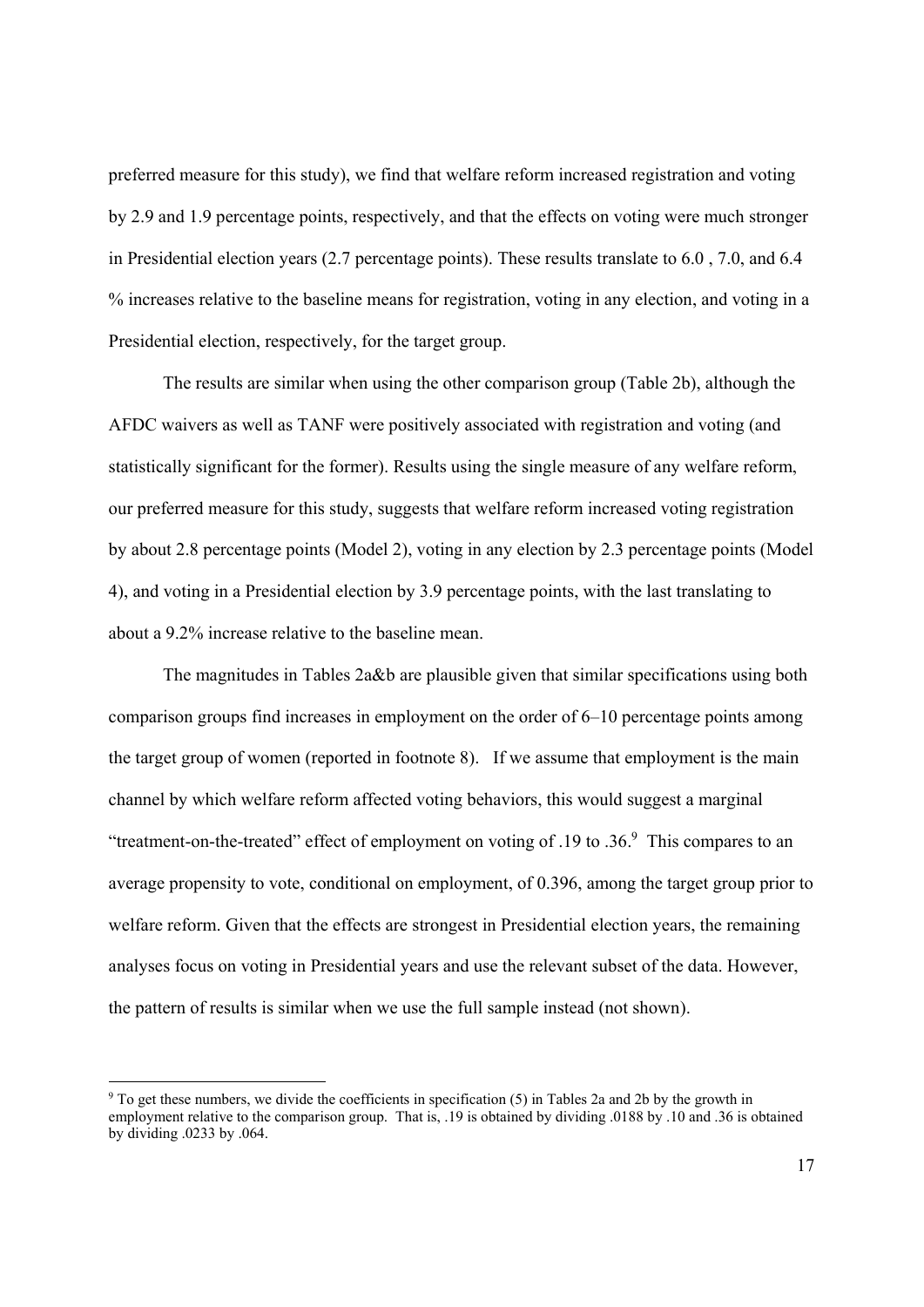preferred measure for this study), we find that welfare reform increased registration and voting by 2.9 and 1.9 percentage points, respectively, and that the effects on voting were much stronger in Presidential election years (2.7 percentage points). These results translate to 6.0 , 7.0, and 6.4 % increases relative to the baseline means for registration, voting in any election, and voting in a Presidential election, respectively, for the target group.

The results are similar when using the other comparison group (Table 2b), although the AFDC waivers as well as TANF were positively associated with registration and voting (and statistically significant for the former). Results using the single measure of any welfare reform, our preferred measure for this study, suggests that welfare reform increased voting registration by about 2.8 percentage points (Model 2), voting in any election by 2.3 percentage points (Model 4), and voting in a Presidential election by 3.9 percentage points, with the last translating to about a 9.2% increase relative to the baseline mean.

The magnitudes in Tables 2a&b are plausible given that similar specifications using both comparison groups find increases in employment on the order of 6–10 percentage points among the target group of women (reported in footnote 8). If we assume that employment is the main channel by which welfare reform affected voting behaviors, this would suggest a marginal "treatment-on-the-treated" effect of employment on voting of .19 to .36.[9] This compares to an average propensity to vote, conditional on employment, of 0.396, among the target group prior to welfare reform. Given that the effects are strongest in Presidential election years, the remaining analyses focus on voting in Presidential years and use the relevant subset of the data. However, the pattern of results is similar when we use the full sample instead (not shown).

[9] To get these numbers, we divide the coefficients in specification (5) in Tables 2a and 2b by the growth in employment relative to the comparison group. That is, .19 is obtained by dividing .0188 by .10 and .36 is obtained by dividing .0233 by .064.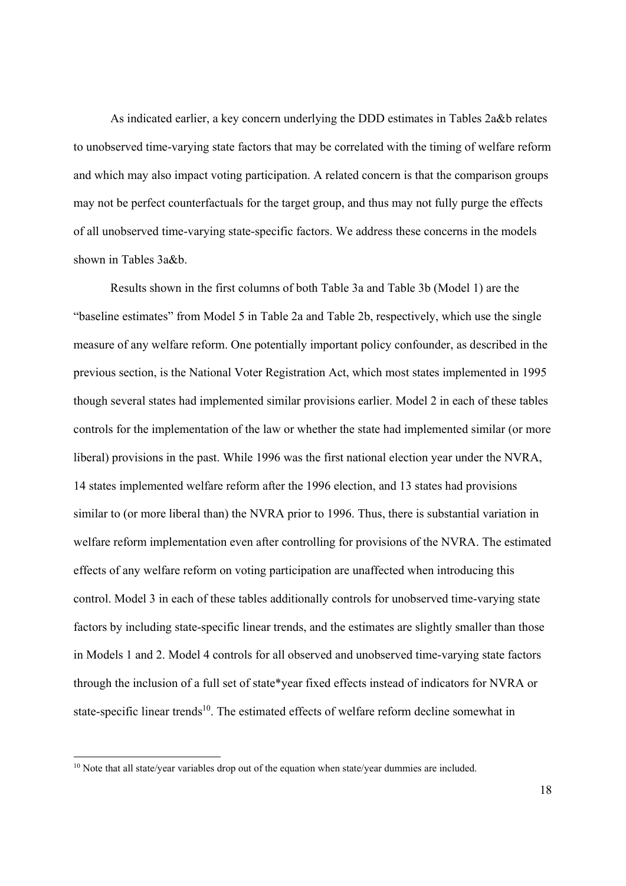As indicated earlier, a key concern underlying the DDD estimates in Tables 2a&b relates to unobserved time-varying state factors that may be correlated with the timing of welfare reform and which may also impact voting participation. A related concern is that the comparison groups may not be perfect counterfactuals for the target group, and thus may not fully purge the effects of all unobserved time-varying state-specific factors. We address these concerns in the models shown in Tables 3a&b.

Results shown in the first columns of both Table 3a and Table 3b (Model 1) are the "baseline estimates" from Model 5 in Table 2a and Table 2b, respectively, which use the single measure of any welfare reform. One potentially important policy confounder, as described in the previous section, is the National Voter Registration Act, which most states implemented in 1995 though several states had implemented similar provisions earlier. Model 2 in each of these tables controls for the implementation of the law or whether the state had implemented similar (or more liberal) provisions in the past. While 1996 was the first national election year under the NVRA, 14 states implemented welfare reform after the 1996 election, and 13 states had provisions similar to (or more liberal than) the NVRA prior to 1996. Thus, there is substantial variation in welfare reform implementation even after controlling for provisions of the NVRA. The estimated effects of any welfare reform on voting participation are unaffected when introducing this control. Model 3 in each of these tables additionally controls for unobserved time-varying state factors by including state-specific linear trends, and the estimates are slightly smaller than those in Models 1 and 2. Model 4 controls for all observed and unobserved time-varying state factors through the inclusion of a full set of state*year fixed effects instead of indicators for NVRA or state-specific linear trends[10]. The estimated effects of welfare reform decline somewhat in

[10] Note that all state/year variables drop out of the equation when state/year dummies are included.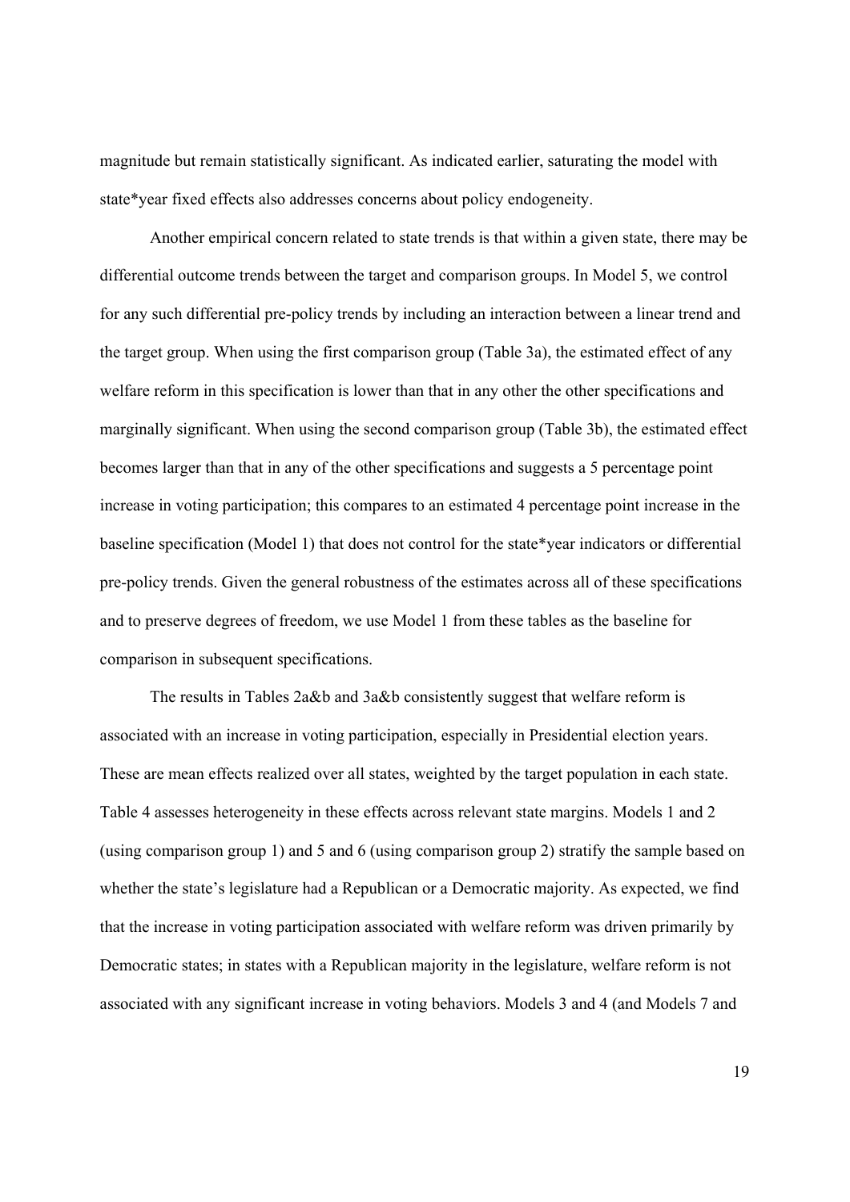magnitude but remain statistically significant. As indicated earlier, saturating the model with state*year fixed effects also addresses concerns about policy endogeneity.

Another empirical concern related to state trends is that within a given state, there may be differential outcome trends between the target and comparison groups. In Model 5, we control for any such differential pre-policy trends by including an interaction between a linear trend and the target group. When using the first comparison group (Table 3a), the estimated effect of any welfare reform in this specification is lower than that in any other the other specifications and marginally significant. When using the second comparison group (Table 3b), the estimated effect becomes larger than that in any of the other specifications and suggests a 5 percentage point increase in voting participation; this compares to an estimated 4 percentage point increase in the baseline specification (Model 1) that does not control for the state*year indicators or differential pre-policy trends. Given the general robustness of the estimates across all of these specifications and to preserve degrees of freedom, we use Model 1 from these tables as the baseline for comparison in subsequent specifications.

The results in Tables 2a&b and 3a&b consistently suggest that welfare reform is associated with an increase in voting participation, especially in Presidential election years. These are mean effects realized over all states, weighted by the target population in each state. Table 4 assesses heterogeneity in these effects across relevant state margins. Models 1 and 2 (using comparison group 1) and 5 and 6 (using comparison group 2) stratify the sample based on whether the state's legislature had a Republican or a Democratic majority. As expected, we find that the increase in voting participation associated with welfare reform was driven primarily by Democratic states; in states with a Republican majority in the legislature, welfare reform is not associated with any significant increase in voting behaviors. Models 3 and 4 (and Models 7 and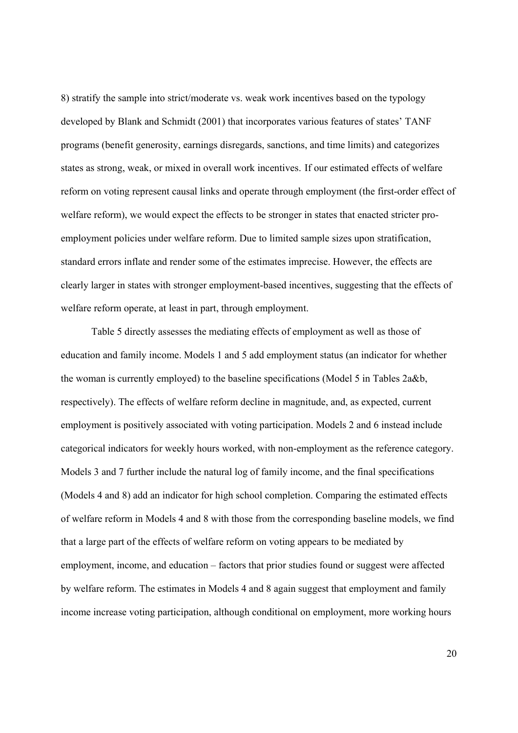8) stratify the sample into strict/moderate vs. weak work incentives based on the typology developed by Blank and Schmidt (2001) that incorporates various features of states' TANF programs (benefit generosity, earnings disregards, sanctions, and time limits) and categorizes states as strong, weak, or mixed in overall work incentives. If our estimated effects of welfare reform on voting represent causal links and operate through employment (the first-order effect of welfare reform), we would expect the effects to be stronger in states that enacted stricter pro-employment policies under welfare reform. Due to limited sample sizes upon stratification, standard errors inflate and render some of the estimates imprecise. However, the effects are clearly larger in states with stronger employment-based incentives, suggesting that the effects of welfare reform operate, at least in part, through employment.

Table 5 directly assesses the mediating effects of employment as well as those of education and family income. Models 1 and 5 add employment status (an indicator for whether the woman is currently employed) to the baseline specifications (Model 5 in Tables 2a&b, respectively). The effects of welfare reform decline in magnitude, and, as expected, current employment is positively associated with voting participation. Models 2 and 6 instead include categorical indicators for weekly hours worked, with non-employment as the reference category. Models 3 and 7 further include the natural log of family income, and the final specifications (Models 4 and 8) add an indicator for high school completion. Comparing the estimated effects of welfare reform in Models 4 and 8 with those from the corresponding baseline models, we find that a large part of the effects of welfare reform on voting appears to be mediated by employment, income, and education – factors that prior studies found or suggest were affected by welfare reform. The estimates in Models 4 and 8 again suggest that employment and family income increase voting participation, although conditional on employment, more working hours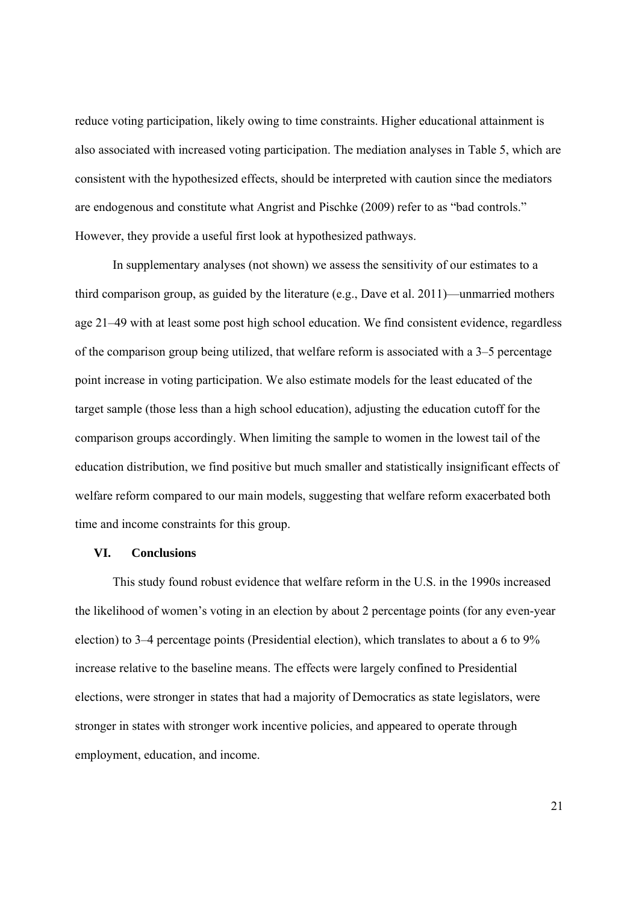reduce voting participation, likely owing to time constraints. Higher educational attainment is also associated with increased voting participation. The mediation analyses in Table 5, which are consistent with the hypothesized effects, should be interpreted with caution since the mediators are endogenous and constitute what Angrist and Pischke (2009) refer to as "bad controls." However, they provide a useful first look at hypothesized pathways.

In supplementary analyses (not shown) we assess the sensitivity of our estimates to a third comparison group, as guided by the literature (e.g., Dave et al. 2011)—unmarried mothers age 21–49 with at least some post high school education. We find consistent evidence, regardless of the comparison group being utilized, that welfare reform is associated with a 3–5 percentage point increase in voting participation. We also estimate models for the least educated of the target sample (those less than a high school education), adjusting the education cutoff for the comparison groups accordingly. When limiting the sample to women in the lowest tail of the education distribution, we find positive but much smaller and statistically insignificant effects of welfare reform compared to our main models, suggesting that welfare reform exacerbated both time and income constraints for this group.

## VI. Conclusions

This study found robust evidence that welfare reform in the U.S. in the 1990s increased the likelihood of women's voting in an election by about 2 percentage points (for any even-year election) to 3–4 percentage points (Presidential election), which translates to about a 6 to 9% increase relative to the baseline means. The effects were largely confined to Presidential elections, were stronger in states that had a majority of Democratics as state legislators, were stronger in states with stronger work incentive policies, and appeared to operate through employment, education, and income.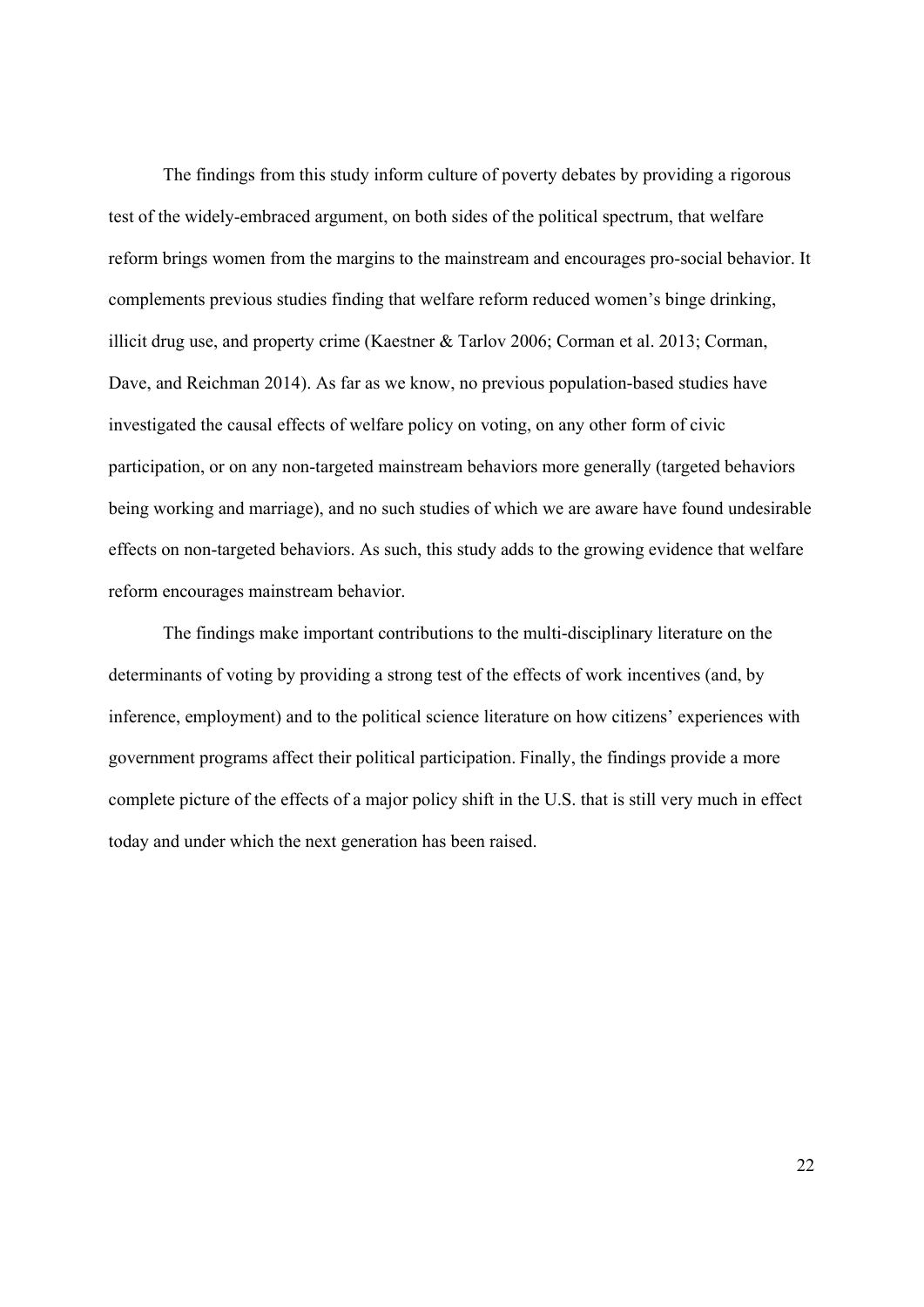The findings from this study inform culture of poverty debates by providing a rigorous test of the widely-embraced argument, on both sides of the political spectrum, that welfare reform brings women from the margins to the mainstream and encourages pro-social behavior. It complements previous studies finding that welfare reform reduced women's binge drinking, illicit drug use, and property crime (Kaestner & Tarlov 2006; Corman et al. 2013; Corman, Dave, and Reichman 2014). As far as we know, no previous population-based studies have investigated the causal effects of welfare policy on voting, on any other form of civic participation, or on any non-targeted mainstream behaviors more generally (targeted behaviors being working and marriage), and no such studies of which we are aware have found undesirable effects on non-targeted behaviors. As such, this study adds to the growing evidence that welfare reform encourages mainstream behavior.

The findings make important contributions to the multi-disciplinary literature on the determinants of voting by providing a strong test of the effects of work incentives (and, by inference, employment) and to the political science literature on how citizens' experiences with government programs affect their political participation. Finally, the findings provide a more complete picture of the effects of a major policy shift in the U.S. that is still very much in effect today and under which the next generation has been raised.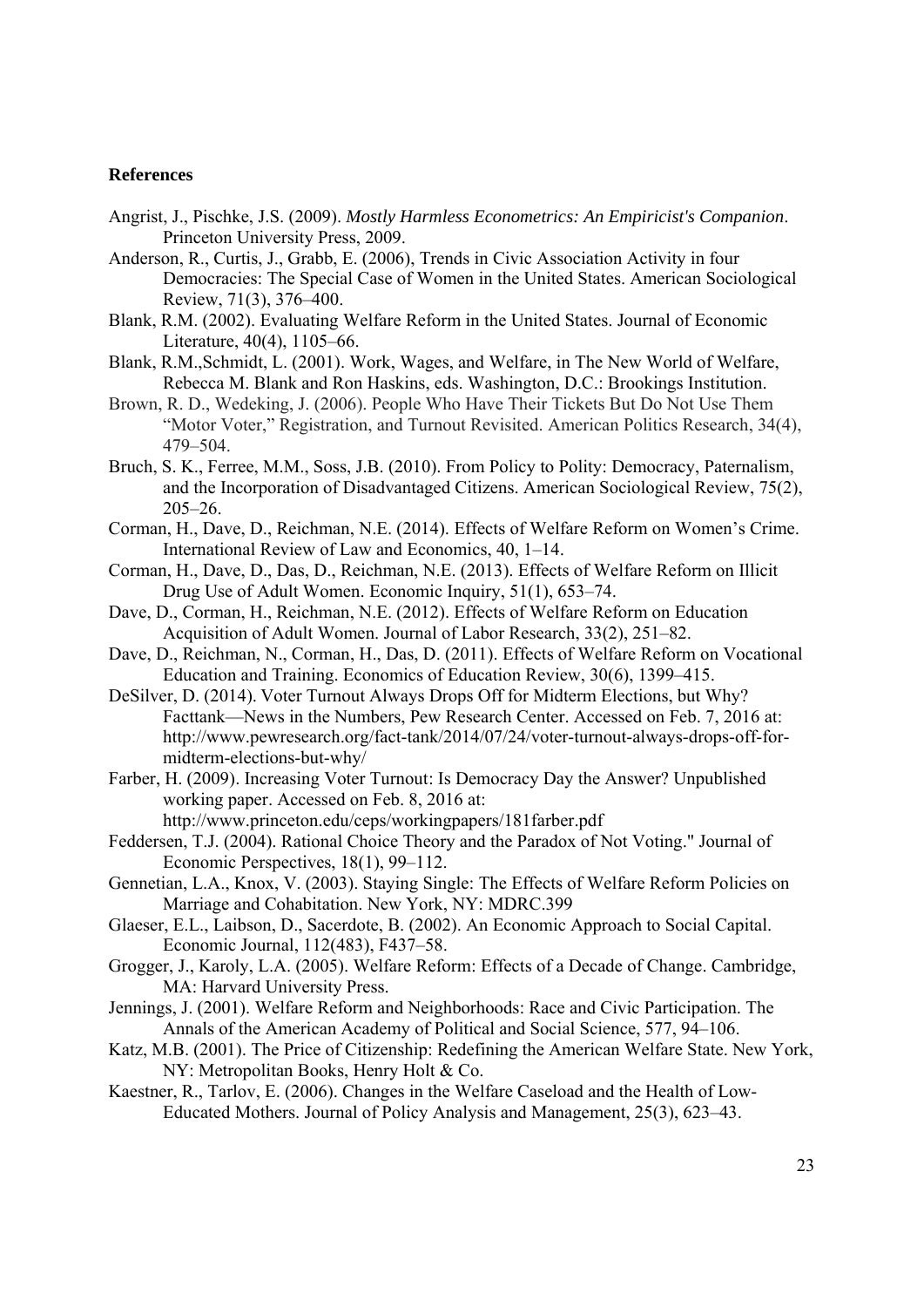**References**

Angrist, J., Pischke, J.S. (2009). *Mostly Harmless Econometrics: An Empiricist's Companion*. Princeton University Press, 2009.

Anderson, R., Curtis, J., Grabb, E. (2006), Trends in Civic Association Activity in four Democracies: The Special Case of Women in the United States. American Sociological Review, 71(3), 376–400.

Blank, R.M. (2002). Evaluating Welfare Reform in the United States. Journal of Economic Literature, 40(4), 1105–66.

Blank, R.M.,Schmidt, L. (2001). Work, Wages, and Welfare, in The New World of Welfare, Rebecca M. Blank and Ron Haskins, eds. Washington, D.C.: Brookings Institution.

Brown, R. D., Wedeking, J. (2006). People Who Have Their Tickets But Do Not Use Them "Motor Voter," Registration, and Turnout Revisited. American Politics Research, 34(4), 479–504.

Bruch, S. K., Ferree, M.M., Soss, J.B. (2010). From Policy to Polity: Democracy, Paternalism, and the Incorporation of Disadvantaged Citizens. American Sociological Review, 75(2), 205–26.

Corman, H., Dave, D., Reichman, N.E. (2014). Effects of Welfare Reform on Women's Crime. International Review of Law and Economics, 40, 1–14.

Corman, H., Dave, D., Das, D., Reichman, N.E. (2013). Effects of Welfare Reform on Illicit Drug Use of Adult Women. Economic Inquiry, 51(1), 653–74.

Dave, D., Corman, H., Reichman, N.E. (2012). Effects of Welfare Reform on Education Acquisition of Adult Women. Journal of Labor Research, 33(2), 251–82.

Dave, D., Reichman, N., Corman, H., Das, D. (2011). Effects of Welfare Reform on Vocational Education and Training. Economics of Education Review, 30(6), 1399–415.

DeSilver, D. (2014). Voter Turnout Always Drops Off for Midterm Elections, but Why? Facttank—News in the Numbers, Pew Research Center. Accessed on Feb. 7, 2016 at: http://www.pewresearch.org/fact-tank/2014/07/24/voter-turnout-always-drops-off-for-midterm-elections-but-why/

Farber, H. (2009). Increasing Voter Turnout: Is Democracy Day the Answer? Unpublished working paper. Accessed on Feb. 8, 2016 at: http://www.princeton.edu/ceps/workingpapers/181farber.pdf

Feddersen, T.J. (2004). Rational Choice Theory and the Paradox of Not Voting." Journal of Economic Perspectives, 18(1), 99–112.

Gennetian, L.A., Knox, V. (2003). Staying Single: The Effects of Welfare Reform Policies on Marriage and Cohabitation. New York, NY: MDRC.399

Glaeser, E.L., Laibson, D., Sacerdote, B. (2002). An Economic Approach to Social Capital. Economic Journal, 112(483), F437–58.

Grogger, J., Karoly, L.A. (2005). Welfare Reform: Effects of a Decade of Change. Cambridge, MA: Harvard University Press.

Jennings, J. (2001). Welfare Reform and Neighborhoods: Race and Civic Participation. The Annals of the American Academy of Political and Social Science, 577, 94–106.

Katz, M.B. (2001). The Price of Citizenship: Redefining the American Welfare State. New York, NY: Metropolitan Books, Henry Holt & Co.

Kaestner, R., Tarlov, E. (2006). Changes in the Welfare Caseload and the Health of Low-Educated Mothers. Journal of Policy Analysis and Management, 25(3), 623–43.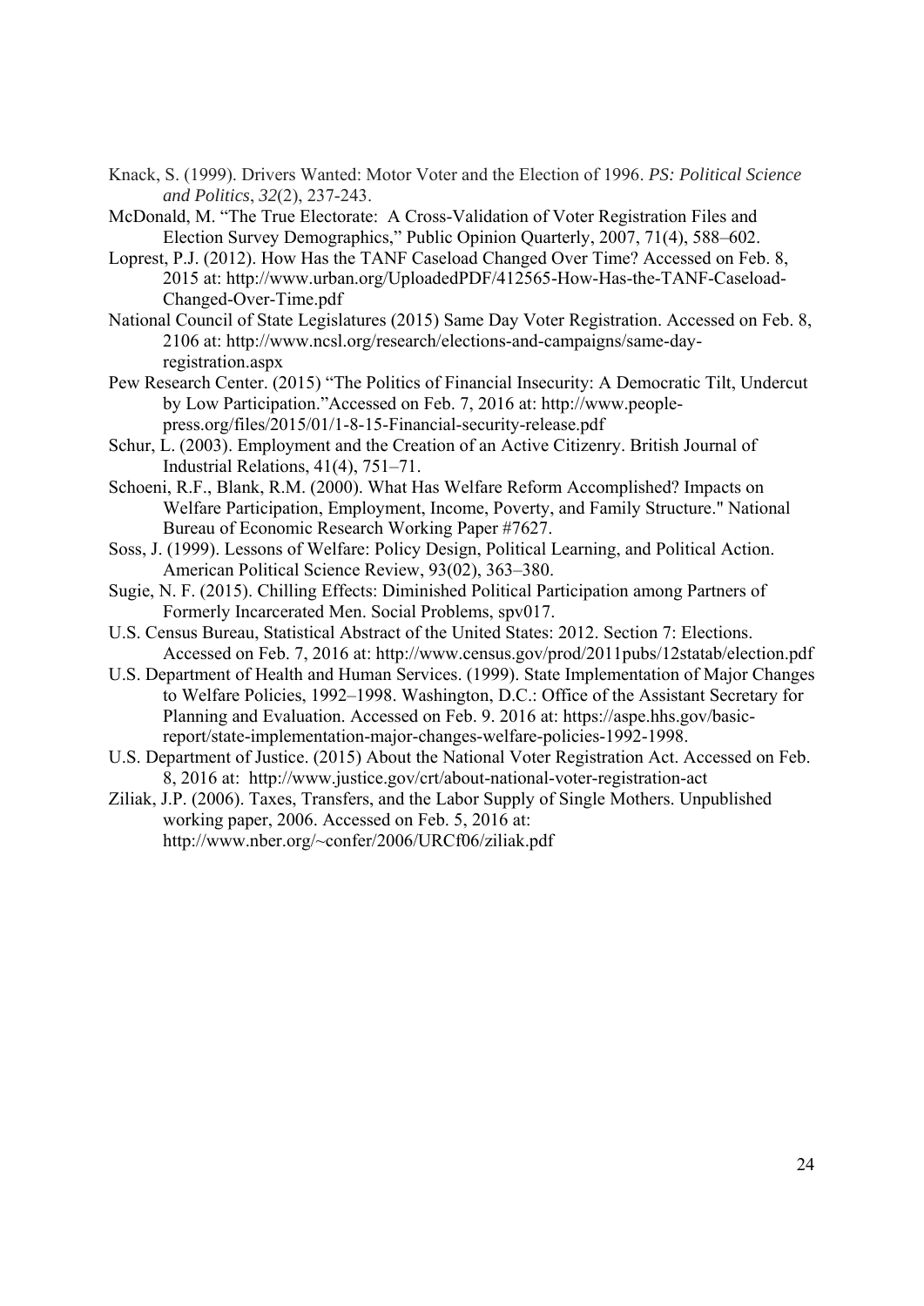Knack, S. (1999). Drivers Wanted: Motor Voter and the Election of 1996. *PS: Political Science and Politics*, *32*(2), 237-243.

McDonald, M. "The True Electorate: A Cross-Validation of Voter Registration Files and Election Survey Demographics," Public Opinion Quarterly, 2007, 71(4), 588–602.

Loprest, P.J. (2012). How Has the TANF Caseload Changed Over Time? Accessed on Feb. 8, 2015 at: http://www.urban.org/UploadedPDF/412565-How-Has-the-TANF-Caseload-Changed-Over-Time.pdf

National Council of State Legislatures (2015) Same Day Voter Registration. Accessed on Feb. 8, 2106 at: http://www.ncsl.org/research/elections-and-campaigns/same-day-registration.aspx

Pew Research Center. (2015) "The Politics of Financial Insecurity: A Democratic Tilt, Undercut by Low Participation."Accessed on Feb. 7, 2016 at: http://www.people-press.org/files/2015/01/1-8-15-Financial-security-release.pdf

Schur, L. (2003). Employment and the Creation of an Active Citizenry. British Journal of Industrial Relations, 41(4), 751–71.

Schoeni, R.F., Blank, R.M. (2000). What Has Welfare Reform Accomplished? Impacts on Welfare Participation, Employment, Income, Poverty, and Family Structure." National Bureau of Economic Research Working Paper #7627.

Soss, J. (1999). Lessons of Welfare: Policy Design, Political Learning, and Political Action. American Political Science Review, 93(02), 363–380.

Sugie, N. F. (2015). Chilling Effects: Diminished Political Participation among Partners of Formerly Incarcerated Men. Social Problems, spv017.

U.S. Census Bureau, Statistical Abstract of the United States: 2012. Section 7: Elections. Accessed on Feb. 7, 2016 at: http://www.census.gov/prod/2011pubs/12statab/election.pdf

U.S. Department of Health and Human Services. (1999). State Implementation of Major Changes to Welfare Policies, 1992–1998. Washington, D.C.: Office of the Assistant Secretary for Planning and Evaluation. Accessed on Feb. 9. 2016 at: https://aspe.hhs.gov/basic-report/state-implementation-major-changes-welfare-policies-1992-1998.

U.S. Department of Justice. (2015) About the National Voter Registration Act. Accessed on Feb. 8, 2016 at: http://www.justice.gov/crt/about-national-voter-registration-act

Ziliak, J.P. (2006). Taxes, Transfers, and the Labor Supply of Single Mothers. Unpublished working paper, 2006. Accessed on Feb. 5, 2016 at: http://www.nber.org/~confer/2006/URCf06/ziliak.pdf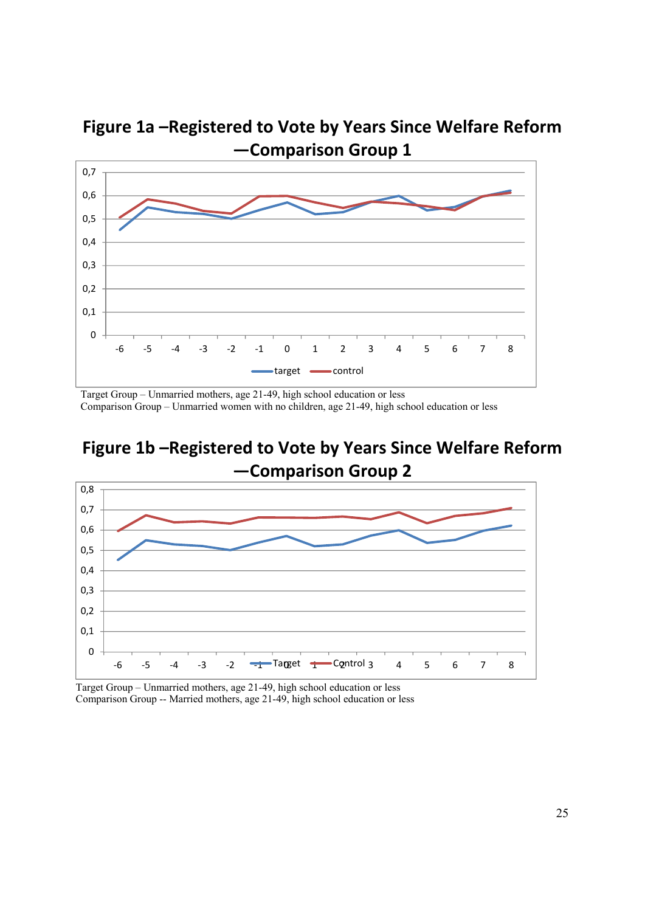## Figure 1a –Registered to Vote by Years Since Welfare Reform —Comparison Group 1

Target Group – Unmarried mothers, age 21-49, high school education or less
Comparison Group – Unmarried women with no children, age 21-49, high school education or less

## Figure 1b –Registered to Vote by Years Since Welfare Reform —Comparison Group 2

Target Group – Unmarried mothers, age 21-49, high school education or less
Comparison Group -- Married mothers, age 21-49, high school education or less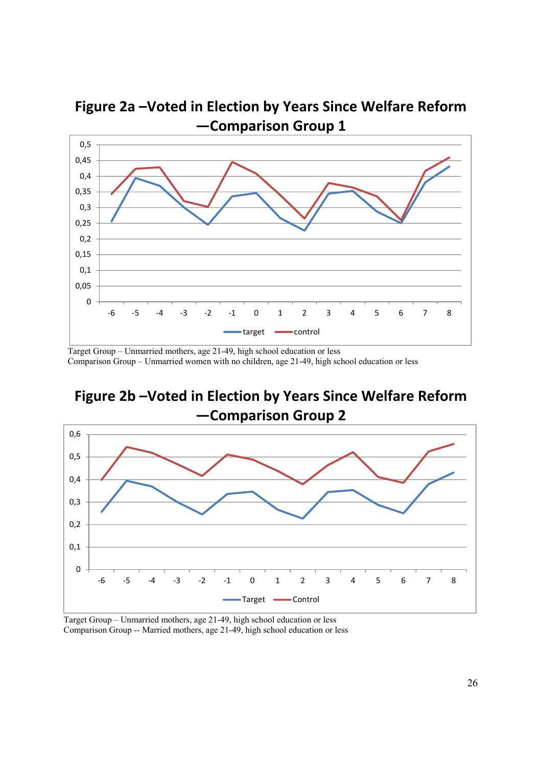## Figure 2a –Voted in Election by Years Since Welfare Reform —Comparison Group 1

Target Group – Unmarried mothers, age 21-49, high school education or less
Comparison Group – Unmarried women with no children, age 21-49, high school education or less

## Figure 2b –Voted in Election by Years Since Welfare Reform —Comparison Group 2

Target Group – Unmarried mothers, age 21-49, high school education or less
Comparison Group -- Married mothers, age 21-49, high school education or less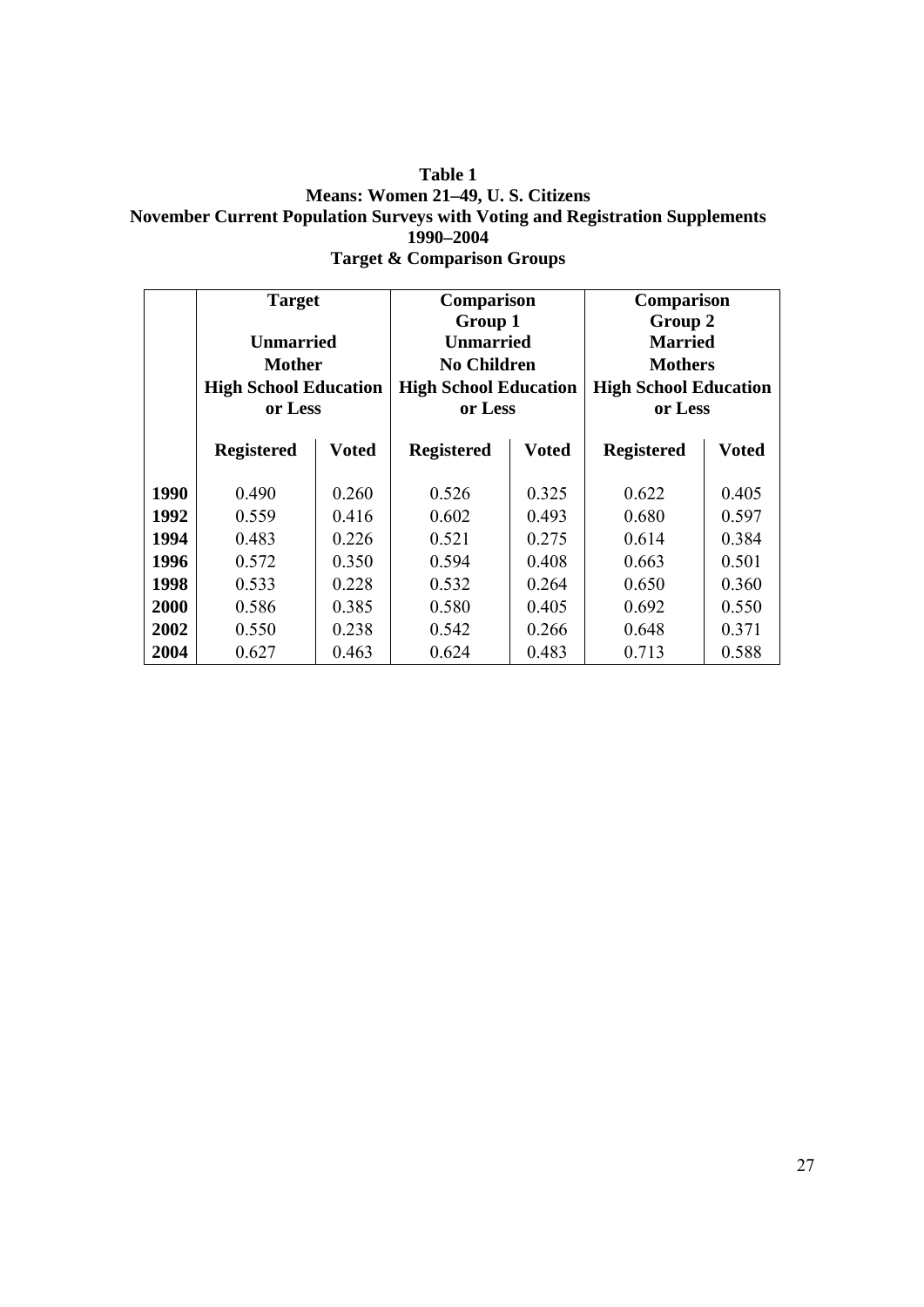**Table 1**
**Means: Women 21–49, U. S. Citizens**
**November Current Population Surveys with Voting and Registration Supplements**
**1990–2004**
**Target & Comparison Groups**

| | Target<br>Unmarried Mother High School Education or Less | | Comparison Group 1<br>Unmarried No Children High School Education or Less | | Comparison Group 2<br>Married Mothers High School Education or Less | |
|---|---|---|---|---|---|---|
| | **Registered** | **Voted** | **Registered** | **Voted** | **Registered** | **Voted** |
| **1990** | 0.490 | 0.260 | 0.526 | 0.325 | 0.622 | 0.405 |
| **1992** | 0.559 | 0.416 | 0.602 | 0.493 | 0.680 | 0.597 |
| **1994** | 0.483 | 0.226 | 0.521 | 0.275 | 0.614 | 0.384 |
| **1996** | 0.572 | 0.350 | 0.594 | 0.408 | 0.663 | 0.501 |
| **1998** | 0.533 | 0.228 | 0.532 | 0.264 | 0.650 | 0.360 |
| **2000** | 0.586 | 0.385 | 0.580 | 0.405 | 0.692 | 0.550 |
| **2002** | 0.550 | 0.238 | 0.542 | 0.266 | 0.648 | 0.371 |
| **2004** | 0.627 | 0.463 | 0.624 | 0.483 | 0.713 | 0.588 |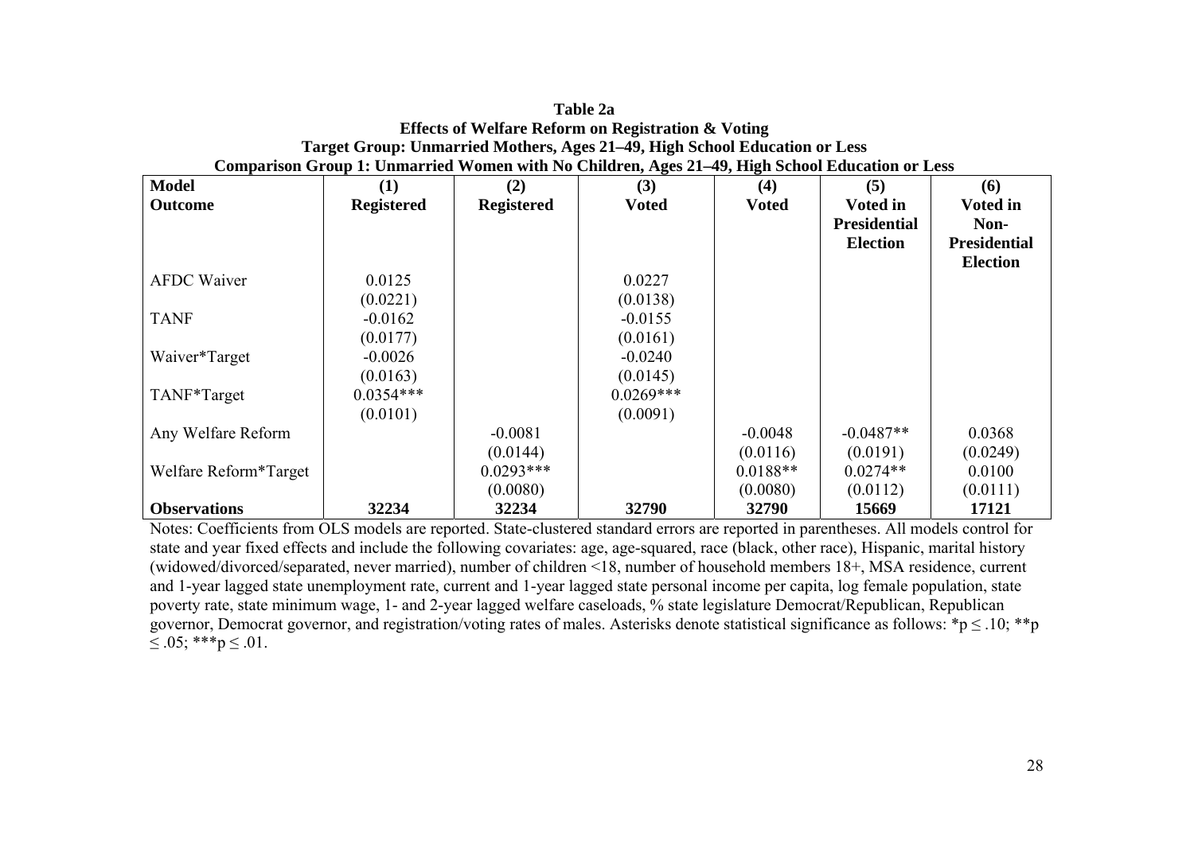**Table 2a**
**Effects of Welfare Reform on Registration & Voting**
**Target Group: Unmarried Mothers, Ages 21–49, High School Education or Less**
**Comparison Group 1: Unmarried Women with No Children, Ages 21–49, High School Education or Less**

| **Model** | **(1)** | **(2)** | **(3)** | **(4)** | **(5)** | **(6)** |
|---|---|---|---|---|---|---|
| **Outcome** | **Registered** | **Registered** | **Voted** | **Voted** | **Voted in Presidential Election** | **Voted in Non-Presidential Election** |
| AFDC Waiver | 0.0125 | | 0.0227 | | | |
| | (0.0221) | | (0.0138) | | | |
| TANF | -0.0162 | | -0.0155 | | | |
| | (0.0177) | | (0.0161) | | | |
| Waiver*Target | -0.0026 | | -0.0240 | | | |
| | (0.0163) | | (0.0145) | | | |
| TANF*Target | 0.0354*** | | 0.0269*** | | | |
| | (0.0101) | | (0.0091) | | | |
| Any Welfare Reform | | -0.0081 | | -0.0048 | -0.0487** | 0.0368 |
| | | (0.0144) | | (0.0116) | (0.0191) | (0.0249) |
| Welfare Reform*Target | | 0.0293*** | | 0.0188** | 0.0274** | 0.0100 |
| | | (0.0080) | | (0.0080) | (0.0112) | (0.0111) |
| **Observations** | **32234** | **32234** | **32790** | **32790** | **15669** | **17121** |

Notes: Coefficients from OLS models are reported. State-clustered standard errors are reported in parentheses. All models control for state and year fixed effects and include the following covariates: age, age-squared, race (black, other race), Hispanic, marital history (widowed/divorced/separated, never married), number of children <18, number of household members 18+, MSA residence, current and 1-year lagged state unemployment rate, current and 1-year lagged state personal income per capita, log female population, state poverty rate, state minimum wage, 1- and 2-year lagged welfare caseloads, % state legislature Democrat/Republican, Republican governor, Democrat governor, and registration/voting rates of males. Asterisks denote statistical significance as follows: *$p \leq .10$; **$p \leq .05$; ***$p \leq .01$.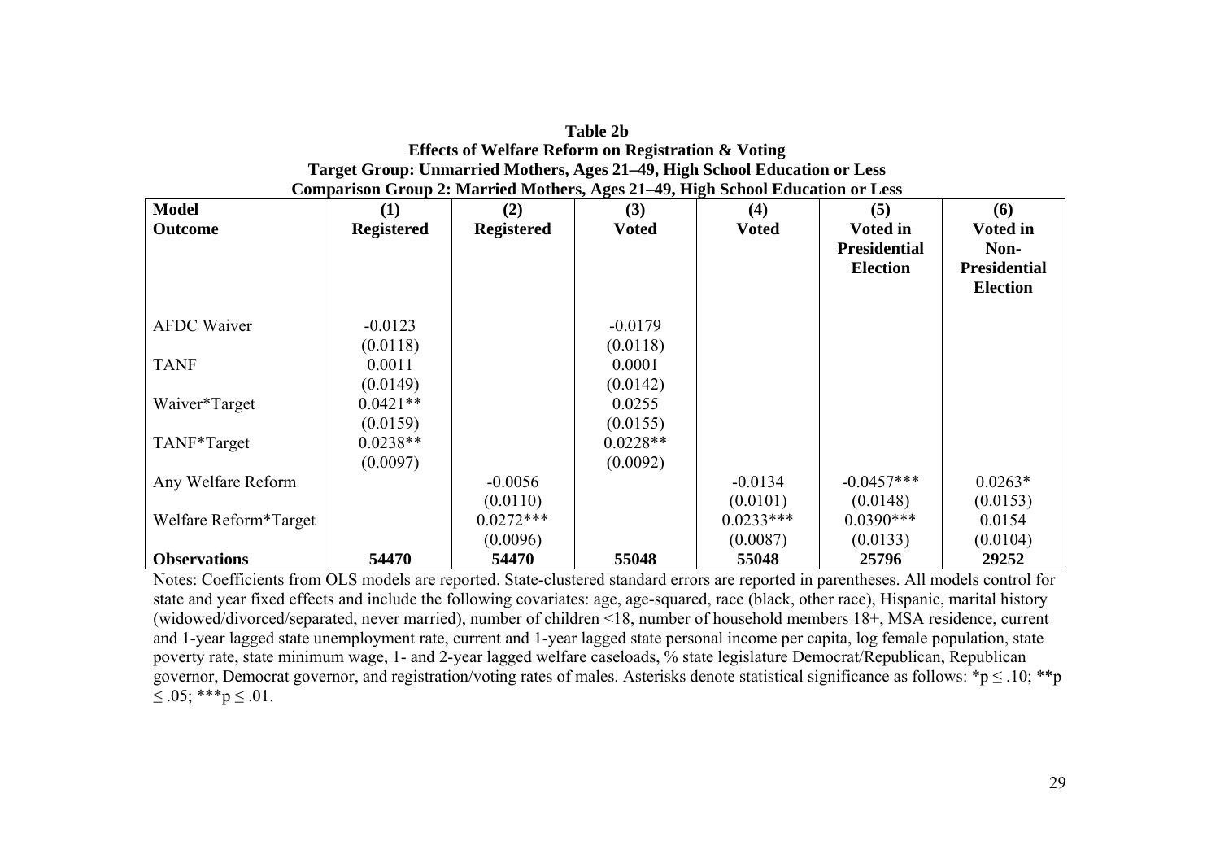**Table 2b**
**Effects of Welfare Reform on Registration & Voting**
**Target Group: Unmarried Mothers, Ages 21–49, High School Education or Less**
**Comparison Group 2: Married Mothers, Ages 21–49, High School Education or Less**

| **Model** | **(1)** | **(2)** | **(3)** | **(4)** | **(5)** | **(6)** |
|---|---|---|---|---|---|---|
| **Outcome** | **Registered** | **Registered** | **Voted** | **Voted** | **Voted in Presidential Election** | **Voted in Non-Presidential Election** |
| AFDC Waiver | -0.0123 | | -0.0179 | | | |
| | (0.0118) | | (0.0118) | | | |
| TANF | 0.0011 | | 0.0001 | | | |
| | (0.0149) | | (0.0142) | | | |
| Waiver*Target | 0.0421** | | 0.0255 | | | |
| | (0.0159) | | (0.0155) | | | |
| TANF*Target | 0.0238** | | 0.0228** | | | |
| | (0.0097) | | (0.0092) | | | |
| Any Welfare Reform | | -0.0056 | | -0.0134 | -0.0457*** | 0.0263* |
| | | (0.0110) | | (0.0101) | (0.0148) | (0.0153) |
| Welfare Reform*Target | | 0.0272*** | | 0.0233*** | 0.0390*** | 0.0154 |
| | | (0.0096) | | (0.0087) | (0.0133) | (0.0104) |
| **Observations** | **54470** | **54470** | **55048** | **55048** | **25796** | **29252** |

Notes: Coefficients from OLS models are reported. State-clustered standard errors are reported in parentheses. All models control for state and year fixed effects and include the following covariates: age, age-squared, race (black, other race), Hispanic, marital history (widowed/divorced/separated, never married), number of children <18, number of household members 18+, MSA residence, current and 1-year lagged state unemployment rate, current and 1-year lagged state personal income per capita, log female population, state poverty rate, state minimum wage, 1- and 2-year lagged welfare caseloads, % state legislature Democrat/Republican, Republican governor, Democrat governor, and registration/voting rates of males. Asterisks denote statistical significance as follows: *$p \leq .10$; **$p \leq .05$; ***$p \leq .01$.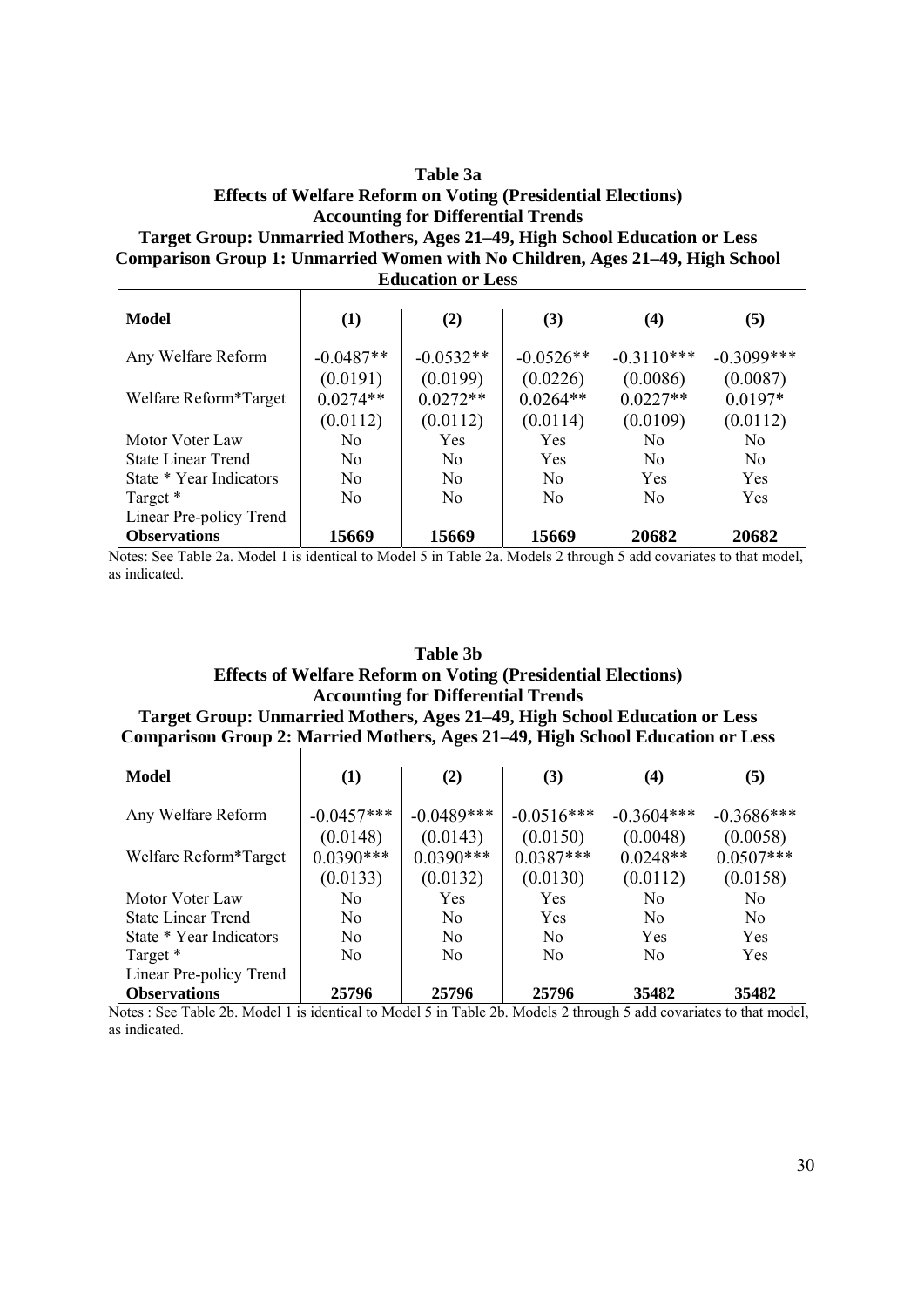**Table 3a**
**Effects of Welfare Reform on Voting (Presidential Elections)**
**Accounting for Differential Trends**
**Target Group: Unmarried Mothers, Ages 21–49, High School Education or Less**
**Comparison Group 1: Unmarried Women with No Children, Ages 21–49, High School Education or Less**

| **Model** | **(1)** | **(2)** | **(3)** | **(4)** | **(5)** |
|---|---|---|---|---|---|
| Any Welfare Reform | -0.0487** | -0.0532** | -0.0526** | -0.3110*** | -0.3099*** |
| | (0.0191) | (0.0199) | (0.0226) | (0.0086) | (0.0087) |
| Welfare Reform*Target | 0.0274** | 0.0272** | 0.0264** | 0.0227** | 0.0197* |
| | (0.0112) | (0.0112) | (0.0114) | (0.0109) | (0.0112) |
| Motor Voter Law | No | Yes | Yes | No | No |
| State Linear Trend | No | No | Yes | No | No |
| State * Year Indicators | No | No | No | Yes | Yes |
| Target * Linear Pre-policy Trend | No | No | No | No | Yes |
| **Observations** | **15669** | **15669** | **15669** | **20682** | **20682** |

Notes: See Table 2a. Model 1 is identical to Model 5 in Table 2a. Models 2 through 5 add covariates to that model, as indicated.

**Table 3b**
**Effects of Welfare Reform on Voting (Presidential Elections)**
**Accounting for Differential Trends**
**Target Group: Unmarried Mothers, Ages 21–49, High School Education or Less**
**Comparison Group 2: Married Mothers, Ages 21–49, High School Education or Less**

| **Model** | **(1)** | **(2)** | **(3)** | **(4)** | **(5)** |
|---|---|---|---|---|---|
| Any Welfare Reform | -0.0457*** | -0.0489*** | -0.0516*** | -0.3604*** | -0.3686*** |
| | (0.0148) | (0.0143) | (0.0150) | (0.0048) | (0.0058) |
| Welfare Reform*Target | 0.0390*** | 0.0390*** | 0.0387*** | 0.0248** | 0.0507*** |
| | (0.0133) | (0.0132) | (0.0130) | (0.0112) | (0.0158) |
| Motor Voter Law | No | Yes | Yes | No | No |
| State Linear Trend | No | No | Yes | No | No |
| State * Year Indicators | No | No | No | Yes | Yes |
| Target * Linear Pre-policy Trend | No | No | No | No | Yes |
| **Observations** | **25796** | **25796** | **25796** | **35482** | **35482** |

Notes : See Table 2b. Model 1 is identical to Model 5 in Table 2b. Models 2 through 5 add covariates to that model, as indicated.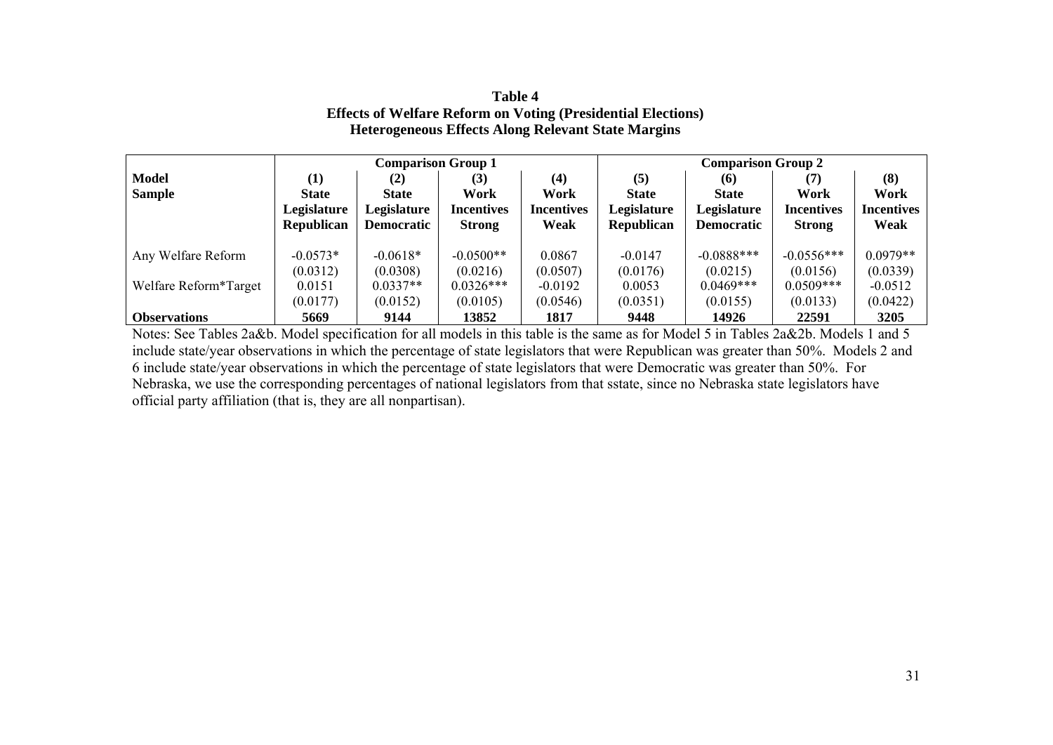**Table 4**
**Effects of Welfare Reform on Voting (Presidential Elections)**
**Heterogeneous Effects Along Relevant State Margins**

| | Comparison Group 1 | | | | Comparison Group 2 | | | |
|---|---|---|---|---|---|---|---|---|
| **Model** | **(1)** | **(2)** | **(3)** | **(4)** | **(5)** | **(6)** | **(7)** | **(8)** |
| **Sample** | **State Legislature Republican** | **State Legislature Democratic** | **Work Incentives Strong** | **Work Incentives Weak** | **State Legislature Republican** | **State Legislature Democratic** | **Work Incentives Strong** | **Work Incentives Weak** |
| Any Welfare Reform | -0.0573* | -0.0618* | -0.0500** | 0.0867 | -0.0147 | -0.0888*** | -0.0556*** | 0.0979** |
| | (0.0312) | (0.0308) | (0.0216) | (0.0507) | (0.0176) | (0.0215) | (0.0156) | (0.0339) |
| Welfare Reform*Target | 0.0151 | 0.0337** | 0.0326*** | -0.0192 | 0.0053 | 0.0469*** | 0.0509*** | -0.0512 |
| | (0.0177) | (0.0152) | (0.0105) | (0.0546) | (0.0351) | (0.0155) | (0.0133) | (0.0422) |
| **Observations** | **5669** | **9144** | **13852** | **1817** | **9448** | **14926** | **22591** | **3205** |

Notes: See Tables 2a&b. Model specification for all models in this table is the same as for Model 5 in Tables 2a&2b. Models 1 and 5 include state/year observations in which the percentage of state legislators that were Republican was greater than 50%. Models 2 and 6 include state/year observations in which the percentage of state legislators that were Democratic was greater than 50%. For Nebraska, we use the corresponding percentages of national legislators from that sstate, since no Nebraska state legislators have official party affiliation (that is, they are all nonpartisan).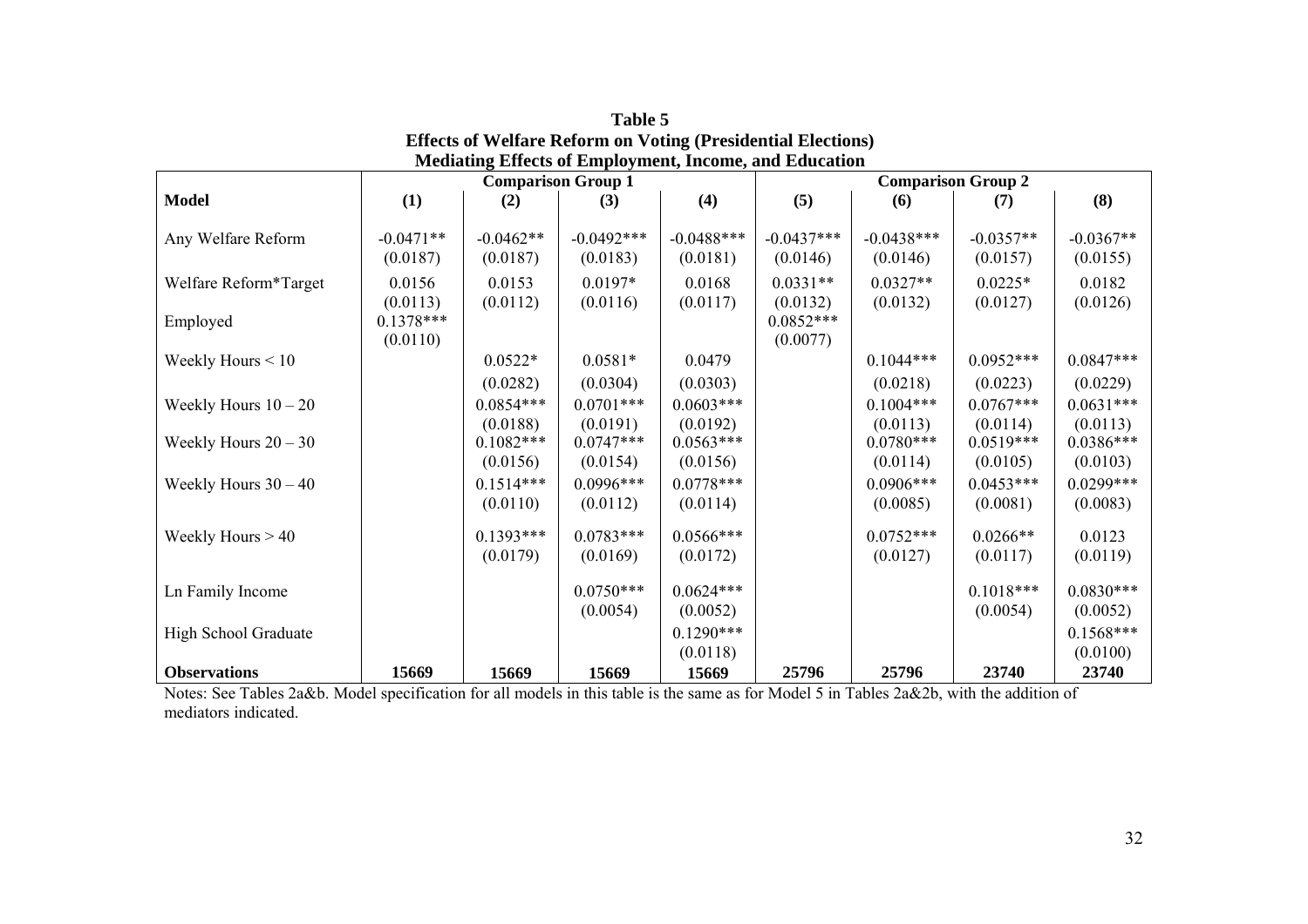**Table 5**
**Effects of Welfare Reform on Voting (Presidential Elections)**
**Mediating Effects of Employment, Income, and Education**

| | Comparison Group 1 | | | | Comparison Group 2 | | | |
|---|---|---|---|---|---|---|---|---|
| **Model** | **(1)** | **(2)** | **(3)** | **(4)** | **(5)** | **(6)** | **(7)** | **(8)** |
| Any Welfare Reform | -0.0471** | -0.0462** | -0.0492*** | -0.0488*** | -0.0437*** | -0.0438*** | -0.0357** | -0.0367** |
| | (0.0187) | (0.0187) | (0.0183) | (0.0181) | (0.0146) | (0.0146) | (0.0157) | (0.0155) |
| Welfare Reform*Target | 0.0156 | 0.0153 | 0.0197* | 0.0168 | 0.0331** | 0.0327** | 0.0225* | 0.0182 |
| | (0.0113) | (0.0112) | (0.0116) | (0.0117) | (0.0132) | (0.0132) | (0.0127) | (0.0126) |
| Employed | 0.1378*** | | | | 0.0852*** | | | |
| | (0.0110) | | | | (0.0077) | | | |
| Weekly Hours < 10 | | 0.0522* | 0.0581* | 0.0479 | | 0.1044*** | 0.0952*** | 0.0847*** |
| | | (0.0282) | (0.0304) | (0.0303) | | (0.0218) | (0.0223) | (0.0229) |
| Weekly Hours 10 – 20 | | 0.0854*** | 0.0701*** | 0.0603*** | | 0.1004*** | 0.0767*** | 0.0631*** |
| | | (0.0188) | (0.0191) | (0.0192) | | (0.0113) | (0.0114) | (0.0113) |
| Weekly Hours 20 – 30 | | 0.1082*** | 0.0747*** | 0.0563*** | | 0.0780*** | 0.0519*** | 0.0386*** |
| | | (0.0156) | (0.0154) | (0.0156) | | (0.0114) | (0.0105) | (0.0103) |
| Weekly Hours 30 – 40 | | 0.1514*** | 0.0996*** | 0.0778*** | | 0.0906*** | 0.0453*** | 0.0299*** |
| | | (0.0110) | (0.0112) | (0.0114) | | (0.0085) | (0.0081) | (0.0083) |
| Weekly Hours > 40 | | 0.1393*** | 0.0783*** | 0.0566*** | | 0.0752*** | 0.0266** | 0.0123 |
| | | (0.0179) | (0.0169) | (0.0172) | | (0.0127) | (0.0117) | (0.0119) |
| Ln Family Income | | | 0.0750*** | 0.0624*** | | | 0.1018*** | 0.0830*** |
| | | | (0.0054) | (0.0052) | | | (0.0054) | (0.0052) |
| High School Graduate | | | | 0.1290*** | | | | 0.1568*** |
| | | | | (0.0118) | | | | (0.0100) |
| **Observations** | **15669** | **15669** | **15669** | **15669** | **25796** | **25796** | **23740** | **23740** |

Notes: See Tables 2a&b. Model specification for all models in this table is the same as for Model 5 in Tables 2a&2b, with the addition of mediators indicated.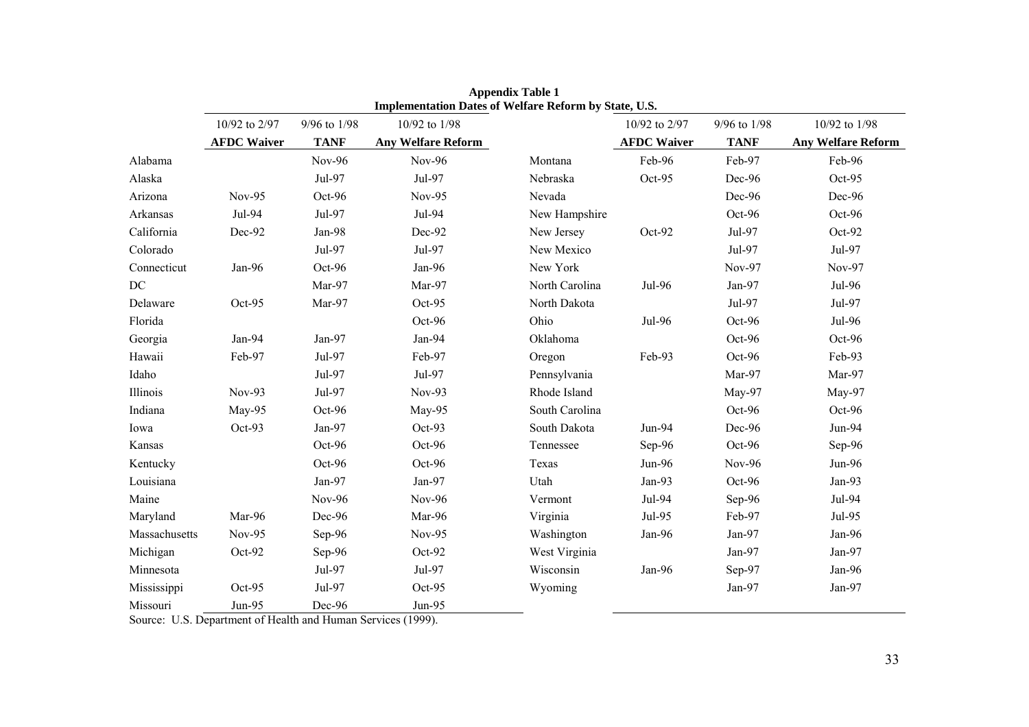**Appendix Table 1**
**Implementation Dates of Welfare Reform by State, U.S.**

| | 10/92 to 2/97 | 9/96 to 1/98 | 10/92 to 1/98 | | 10/92 to 2/97 | 9/96 to 1/98 | 10/92 to 1/98 |
|---|---|---|---|---|---|---|---|
| | **AFDC Waiver** | **TANF** | **Any Welfare Reform** | | **AFDC Waiver** | **TANF** | **Any Welfare Reform** |
| Alabama | | Nov-96 | Nov-96 | Montana | Feb-96 | Feb-97 | Feb-96 |
| Alaska | | Jul-97 | Jul-97 | Nebraska | Oct-95 | Dec-96 | Oct-95 |
| Arizona | Nov-95 | Oct-96 | Nov-95 | Nevada | | Dec-96 | Dec-96 |
| Arkansas | Jul-94 | Jul-97 | Jul-94 | New Hampshire | | Oct-96 | Oct-96 |
| California | Dec-92 | Jan-98 | Dec-92 | New Jersey | Oct-92 | Jul-97 | Oct-92 |
| Colorado | | Jul-97 | Jul-97 | New Mexico | | Jul-97 | Jul-97 |
| Connecticut | Jan-96 | Oct-96 | Jan-96 | New York | | Nov-97 | Nov-97 |
| DC | | Mar-97 | Mar-97 | North Carolina | Jul-96 | Jan-97 | Jul-96 |
| Delaware | Oct-95 | Mar-97 | Oct-95 | North Dakota | | Jul-97 | Jul-97 |
| Florida | | | Oct-96 | Ohio | Jul-96 | Oct-96 | Jul-96 |
| Georgia | Jan-94 | Jan-97 | Jan-94 | Oklahoma | | Oct-96 | Oct-96 |
| Hawaii | Feb-97 | Jul-97 | Feb-97 | Oregon | Feb-93 | Oct-96 | Feb-93 |
| Idaho | | Jul-97 | Jul-97 | Pennsylvania | | Mar-97 | Mar-97 |
| Illinois | Nov-93 | Jul-97 | Nov-93 | Rhode Island | | May-97 | May-97 |
| Indiana | May-95 | Oct-96 | May-95 | South Carolina | | Oct-96 | Oct-96 |
| Iowa | Oct-93 | Jan-97 | Oct-93 | South Dakota | Jun-94 | Dec-96 | Jun-94 |
| Kansas | | Oct-96 | Oct-96 | Tennessee | Sep-96 | Oct-96 | Sep-96 |
| Kentucky | | Oct-96 | Oct-96 | Texas | Jun-96 | Nov-96 | Jun-96 |
| Louisiana | | Jan-97 | Jan-97 | Utah | Jan-93 | Oct-96 | Jan-93 |
| Maine | | Nov-96 | Nov-96 | Vermont | Jul-94 | Sep-96 | Jul-94 |
| Maryland | Mar-96 | Dec-96 | Mar-96 | Virginia | Jul-95 | Feb-97 | Jul-95 |
| Massachusetts | Nov-95 | Sep-96 | Nov-95 | Washington | Jan-96 | Jan-97 | Jan-96 |
| Michigan | Oct-92 | Sep-96 | Oct-92 | West Virginia | | Jan-97 | Jan-97 |
| Minnesota | | Jul-97 | Jul-97 | Wisconsin | Jan-96 | Sep-97 | Jan-96 |
| Mississippi | Oct-95 | Jul-97 | Oct-95 | Wyoming | | Jan-97 | Jan-97 |
| Missouri | Jun-95 | Dec-96 | Jun-95 | | | | |

Source: U.S. Department of Health and Human Services (1999).